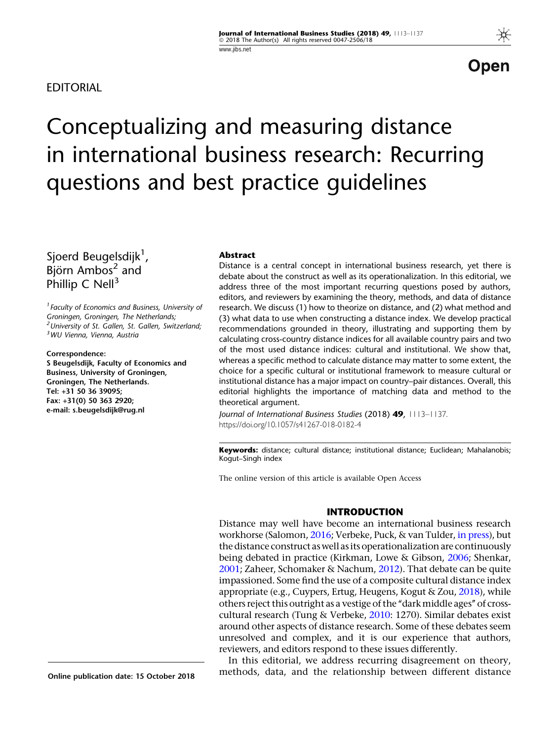EDITORIAL

# Conceptualizing and measuring distance in international business research: Recurring questions and best practice guidelines

Sjoerd Beugelsdijk[1], Björn Ambos[2] and Phillip C Nell[3]

[1] Faculty of Economics and Business, University of Groningen, Groningen, The Netherlands;
[2] University of St. Gallen, St. Gallen, Switzerland;
[3] WU Vienna, Vienna, Austria

**Correspondence:**
**S Beugelsdijk, Faculty of Economics and Business, University of Groningen, Groningen, The Netherlands.**
**Tel: +31 50 36 39095;**
**Fax: +31(0) 50 363 2920;**
**e-mail: s.beugelsdijk@rug.nl**

**Abstract**

Distance is a central concept in international business research, yet there is debate about the construct as well as its operationalization. In this editorial, we address three of the most important recurring questions posed by authors, editors, and reviewers by examining the theory, methods, and data of distance research. We discuss (1) how to theorize on distance, and (2) what method and (3) what data to use when constructing a distance index. We develop practical recommendations grounded in theory, illustrating and supporting them by calculating cross-country distance indices for all available country pairs and two of the most used distance indices: cultural and institutional. We show that, whereas a specific method to calculate distance may matter to some extent, the choice for a specific cultural or institutional framework to measure cultural or institutional distance has a major impact on country–pair distances. Overall, this editorial highlights the importance of matching data and method to the theoretical argument.

*Journal of International Business Studies* (2018) **49**, 1113–1137.
https://doi.org/10.1057/s41267-018-0182-4

**Keywords:** distance; cultural distance; institutional distance; Euclidean; Mahalanobis; Kogut–Singh index

The online version of this article is available Open Access

## INTRODUCTION

Distance may well have become an international business research workhorse (Salomon, 2016; Verbeke, Puck, & van Tulder, in press), but the distance construct as well as its operationalization are continuously being debated in practice (Kirkman, Lowe & Gibson, 2006; Shenkar, 2001; Zaheer, Schomaker & Nachum, 2012). That debate can be quite impassioned. Some find the use of a composite cultural distance index appropriate (e.g., Cuypers, Ertug, Heugens, Kogut & Zou, 2018), while others reject this outright as a vestige of the "dark middle ages" of cross-cultural research (Tung & Verbeke, 2010: 1270). Similar debates exist around other aspects of distance research. Some of these debates seem unresolved and complex, and it is our experience that authors, reviewers, and editors respond to these issues differently.

In this editorial, we address recurring disagreement on theory, methods, data, and the relationship between different distance

Online publication date: 15 October 2018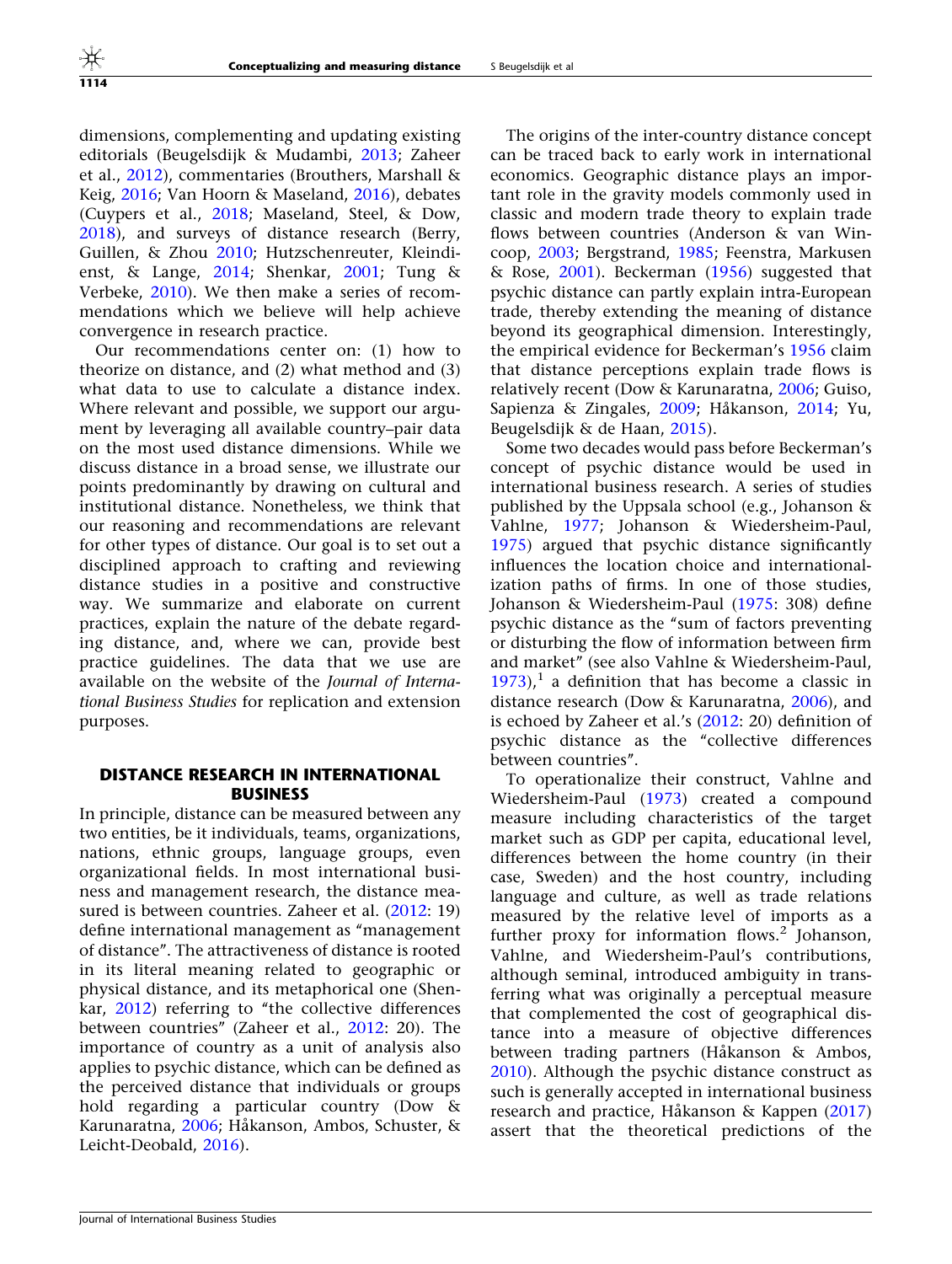dimensions, complementing and updating existing editorials (Beugelsdijk & Mudambi, 2013; Zaheer et al., 2012), commentaries (Brouthers, Marshall & Keig, 2016; Van Hoorn & Maseland, 2016), debates (Cuypers et al., 2018; Maseland, Steel, & Dow, 2018), and surveys of distance research (Berry, Guillen, & Zhou 2010; Hutzschenreuter, Kleindienst, & Lange, 2014; Shenkar, 2001; Tung & Verbeke, 2010). We then make a series of recommendations which we believe will help achieve convergence in research practice.

Our recommendations center on: (1) how to theorize on distance, and (2) what method and (3) what data to use to calculate a distance index. Where relevant and possible, we support our argument by leveraging all available country–pair data on the most used distance dimensions. While we discuss distance in a broad sense, we illustrate our points predominantly by drawing on cultural and institutional distance. Nonetheless, we think that our reasoning and recommendations are relevant for other types of distance. Our goal is to set out a disciplined approach to crafting and reviewing distance studies in a positive and constructive way. We summarize and elaborate on current practices, explain the nature of the debate regarding distance, and, where we can, provide best practice guidelines. The data that we use are available on the website of the *Journal of International Business Studies* for replication and extension purposes.

## DISTANCE RESEARCH IN INTERNATIONAL BUSINESS

In principle, distance can be measured between any two entities, be it individuals, teams, organizations, nations, ethnic groups, language groups, even organizational fields. In most international business and management research, the distance measured is between countries. Zaheer et al. (2012: 19) define international management as "management of distance". The attractiveness of distance is rooted in its literal meaning related to geographic or physical distance, and its metaphorical one (Shenkar, 2012) referring to "the collective differences between countries" (Zaheer et al., 2012: 20). The importance of country as a unit of analysis also applies to psychic distance, which can be defined as the perceived distance that individuals or groups hold regarding a particular country (Dow & Karunaratna, 2006; Håkanson, Ambos, Schuster, & Leicht-Deobald, 2016).

The origins of the inter-country distance concept can be traced back to early work in international economics. Geographic distance plays an important role in the gravity models commonly used in classic and modern trade theory to explain trade flows between countries (Anderson & van Wincoop, 2003; Bergstrand, 1985; Feenstra, Markusen & Rose, 2001). Beckerman (1956) suggested that psychic distance can partly explain intra-European trade, thereby extending the meaning of distance beyond its geographical dimension. Interestingly, the empirical evidence for Beckerman's 1956 claim that distance perceptions explain trade flows is relatively recent (Dow & Karunaratna, 2006; Guiso, Sapienza & Zingales, 2009; Håkanson, 2014; Yu, Beugelsdijk & de Haan, 2015).

Some two decades would pass before Beckerman's concept of psychic distance would be used in international business research. A series of studies published by the Uppsala school (e.g., Johanson & Vahlne, 1977; Johanson & Wiedersheim-Paul, 1975) argued that psychic distance significantly influences the location choice and internationalization paths of firms. In one of those studies, Johanson & Wiedersheim-Paul (1975: 308) define psychic distance as the "sum of factors preventing or disturbing the flow of information between firm and market" (see also Vahlne & Wiedersheim-Paul, 1973),[1] a definition that has become a classic in distance research (Dow & Karunaratna, 2006), and is echoed by Zaheer et al.'s (2012: 20) definition of psychic distance as the "collective differences between countries".

To operationalize their construct, Vahlne and Wiedersheim-Paul (1973) created a compound measure including characteristics of the target market such as GDP per capita, educational level, differences between the home country (in their case, Sweden) and the host country, including language and culture, as well as trade relations measured by the relative level of imports as a further proxy for information flows.[2] Johanson, Vahlne, and Wiedersheim-Paul's contributions, although seminal, introduced ambiguity in transferring what was originally a perceptual measure that complemented the cost of geographical distance into a measure of objective differences between trading partners (Håkanson & Ambos, 2010). Although the psychic distance construct as such is generally accepted in international business research and practice, Håkanson & Kappen (2017) assert that the theoretical predictions of the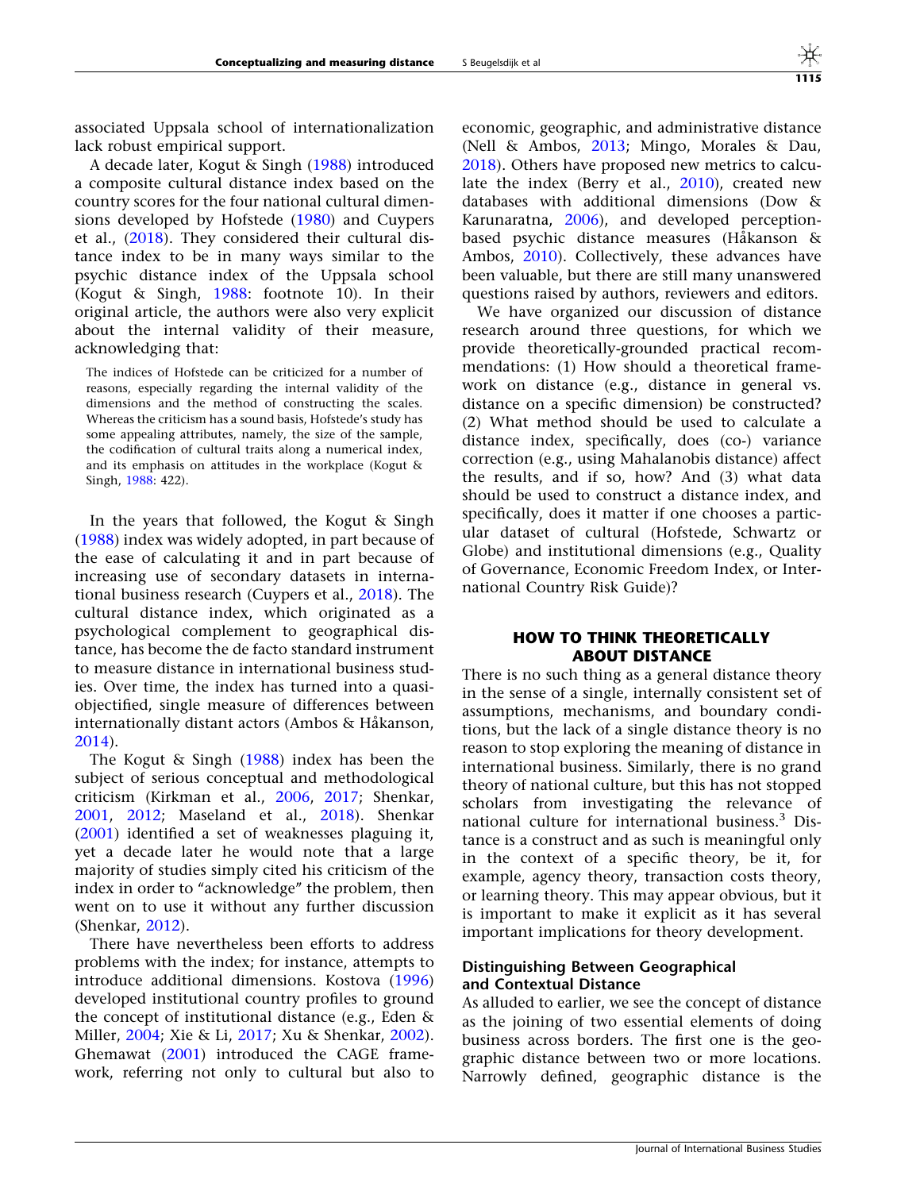associated Uppsala school of internationalization lack robust empirical support.

A decade later, Kogut & Singh (1988) introduced a composite cultural distance index based on the country scores for the four national cultural dimensions developed by Hofstede (1980) and Cuypers et al., (2018). They considered their cultural distance index to be in many ways similar to the psychic distance index of the Uppsala school (Kogut & Singh, 1988: footnote 10). In their original article, the authors were also very explicit about the internal validity of their measure, acknowledging that:

> The indices of Hofstede can be criticized for a number of reasons, especially regarding the internal validity of the dimensions and the method of constructing the scales. Whereas the criticism has a sound basis, Hofstede's study has some appealing attributes, namely, the size of the sample, the codification of cultural traits along a numerical index, and its emphasis on attitudes in the workplace (Kogut & Singh, 1988: 422).

In the years that followed, the Kogut & Singh (1988) index was widely adopted, in part because of the ease of calculating it and in part because of increasing use of secondary datasets in international business research (Cuypers et al., 2018). The cultural distance index, which originated as a psychological complement to geographical distance, has become the de facto standard instrument to measure distance in international business studies. Over time, the index has turned into a quasi-objectified, single measure of differences between internationally distant actors (Ambos & Håkanson, 2014).

The Kogut & Singh (1988) index has been the subject of serious conceptual and methodological criticism (Kirkman et al., 2006, 2017; Shenkar, 2001, 2012; Maseland et al., 2018). Shenkar (2001) identified a set of weaknesses plaguing it, yet a decade later he would note that a large majority of studies simply cited his criticism of the index in order to "acknowledge" the problem, then went on to use it without any further discussion (Shenkar, 2012).

There have nevertheless been efforts to address problems with the index; for instance, attempts to introduce additional dimensions. Kostova (1996) developed institutional country profiles to ground the concept of institutional distance (e.g., Eden & Miller, 2004; Xie & Li, 2017; Xu & Shenkar, 2002). Ghemawat (2001) introduced the CAGE framework, referring not only to cultural but also to economic, geographic, and administrative distance (Nell & Ambos, 2013; Mingo, Morales & Dau, 2018). Others have proposed new metrics to calculate the index (Berry et al., 2010), created new databases with additional dimensions (Dow & Karunaratna, 2006), and developed perception-based psychic distance measures (Håkanson & Ambos, 2010). Collectively, these advances have been valuable, but there are still many unanswered questions raised by authors, reviewers and editors.

We have organized our discussion of distance research around three questions, for which we provide theoretically-grounded practical recommendations: (1) How should a theoretical framework on distance (e.g., distance in general vs. distance on a specific dimension) be constructed? (2) What method should be used to calculate a distance index, specifically, does (co-) variance correction (e.g., using Mahalanobis distance) affect the results, and if so, how? And (3) what data should be used to construct a distance index, and specifically, does it matter if one chooses a particular dataset of cultural (Hofstede, Schwartz or Globe) and institutional dimensions (e.g., Quality of Governance, Economic Freedom Index, or International Country Risk Guide)?

## HOW TO THINK THEORETICALLY ABOUT DISTANCE

There is no such thing as a general distance theory in the sense of a single, internally consistent set of assumptions, mechanisms, and boundary conditions, but the lack of a single distance theory is no reason to stop exploring the meaning of distance in international business. Similarly, there is no grand theory of national culture, but this has not stopped scholars from investigating the relevance of national culture for international business.[3] Distance is a construct and as such is meaningful only in the context of a specific theory, be it, for example, agency theory, transaction costs theory, or learning theory. This may appear obvious, but it is important to make it explicit as it has several important implications for theory development.

### Distinguishing Between Geographical and Contextual Distance

As alluded to earlier, we see the concept of distance as the joining of two essential elements of doing business across borders. The first one is the geographic distance between two or more locations. Narrowly defined, geographic distance is the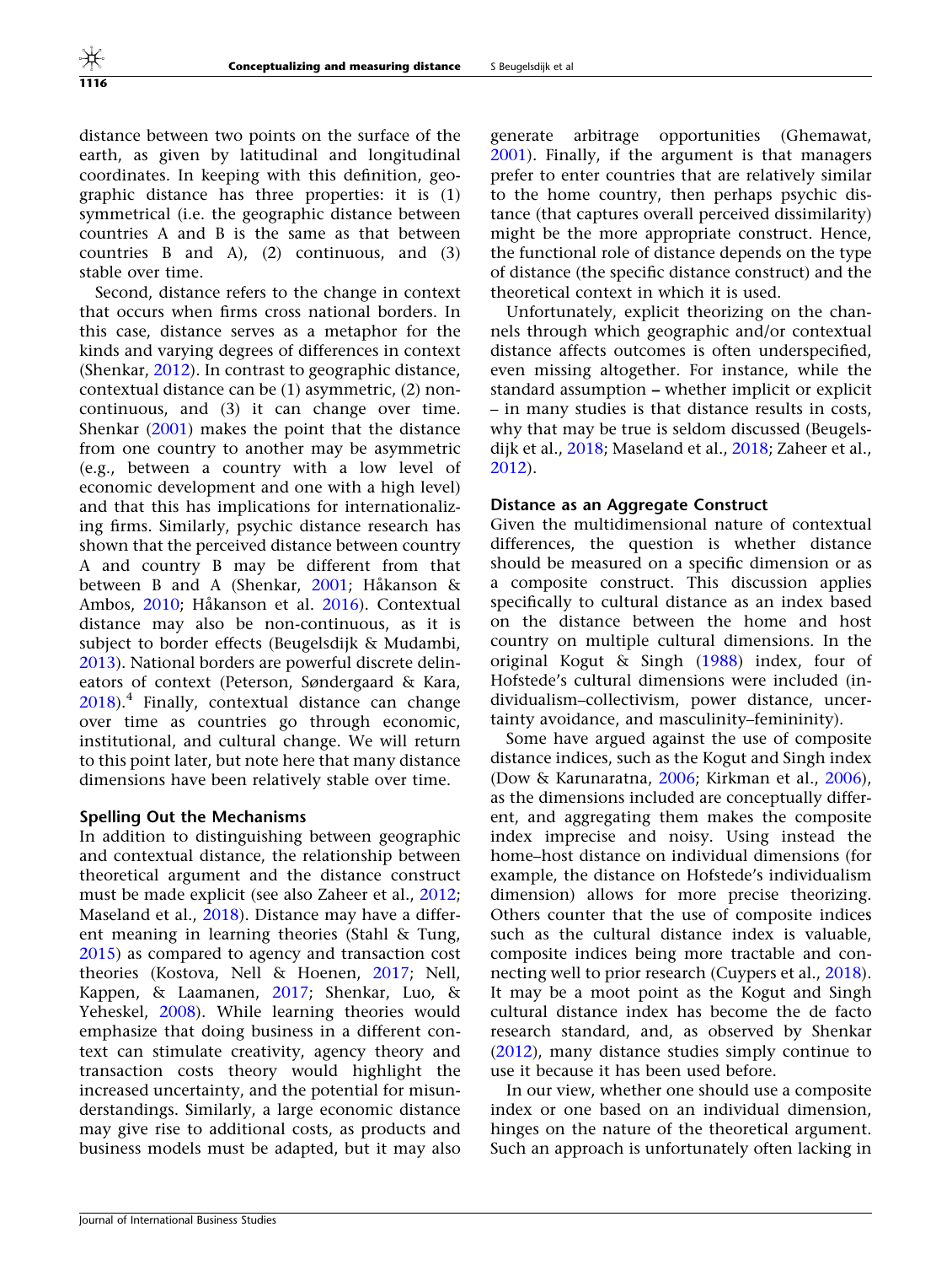distance between two points on the surface of the earth, as given by latitudinal and longitudinal coordinates. In keeping with this definition, geographic distance has three properties: it is (1) symmetrical (i.e. the geographic distance between countries A and B is the same as that between countries B and A), (2) continuous, and (3) stable over time.

Second, distance refers to the change in context that occurs when firms cross national borders. In this case, distance serves as a metaphor for the kinds and varying degrees of differences in context (Shenkar, 2012). In contrast to geographic distance, contextual distance can be (1) asymmetric, (2) non-continuous, and (3) it can change over time. Shenkar (2001) makes the point that the distance from one country to another may be asymmetric (e.g., between a country with a low level of economic development and one with a high level) and that this has implications for internationalizing firms. Similarly, psychic distance research has shown that the perceived distance between country A and country B may be different from that between B and A (Shenkar, 2001; Håkanson & Ambos, 2010; Håkanson et al. 2016). Contextual distance may also be non-continuous, as it is subject to border effects (Beugelsdijk & Mudambi, 2013). National borders are powerful discrete delineators of context (Peterson, Søndergaard & Kara, 2018).[4] Finally, contextual distance can change over time as countries go through economic, institutional, and cultural change. We will return to this point later, but note here that many distance dimensions have been relatively stable over time.

### Spelling Out the Mechanisms

In addition to distinguishing between geographic and contextual distance, the relationship between theoretical argument and the distance construct must be made explicit (see also Zaheer et al., 2012; Maseland et al., 2018). Distance may have a different meaning in learning theories (Stahl & Tung, 2015) as compared to agency and transaction cost theories (Kostova, Nell & Hoenen, 2017; Nell, Kappen, & Laamanen, 2017; Shenkar, Luo, & Yeheskel, 2008). While learning theories would emphasize that doing business in a different context can stimulate creativity, agency theory and transaction costs theory would highlight the increased uncertainty, and the potential for misunderstandings. Similarly, a large economic distance may give rise to additional costs, as products and business models must be adapted, but it may also generate arbitrage opportunities (Ghemawat, 2001). Finally, if the argument is that managers prefer to enter countries that are relatively similar to the home country, then perhaps psychic distance (that captures overall perceived dissimilarity) might be the more appropriate construct. Hence, the functional role of distance depends on the type of distance (the specific distance construct) and the theoretical context in which it is used.

Unfortunately, explicit theorizing on the channels through which geographic and/or contextual distance affects outcomes is often underspecified, even missing altogether. For instance, while the standard assumption – whether implicit or explicit – in many studies is that distance results in costs, why that may be true is seldom discussed (Beugelsdijk et al., 2018; Maseland et al., 2018; Zaheer et al., 2012).

### Distance as an Aggregate Construct

Given the multidimensional nature of contextual differences, the question is whether distance should be measured on a specific dimension or as a composite construct. This discussion applies specifically to cultural distance as an index based on the distance between the home and host country on multiple cultural dimensions. In the original Kogut & Singh (1988) index, four of Hofstede's cultural dimensions were included (individualism–collectivism, power distance, uncertainty avoidance, and masculinity–femininity).

Some have argued against the use of composite distance indices, such as the Kogut and Singh index (Dow & Karunaratna, 2006; Kirkman et al., 2006), as the dimensions included are conceptually different, and aggregating them makes the composite index imprecise and noisy. Using instead the home–host distance on individual dimensions (for example, the distance on Hofstede's individualism dimension) allows for more precise theorizing. Others counter that the use of composite indices such as the cultural distance index is valuable, composite indices being more tractable and connecting well to prior research (Cuypers et al., 2018). It may be a moot point as the Kogut and Singh cultural distance index has become the de facto research standard, and, as observed by Shenkar (2012), many distance studies simply continue to use it because it has been used before.

In our view, whether one should use a composite index or one based on an individual dimension, hinges on the nature of the theoretical argument. Such an approach is unfortunately often lacking in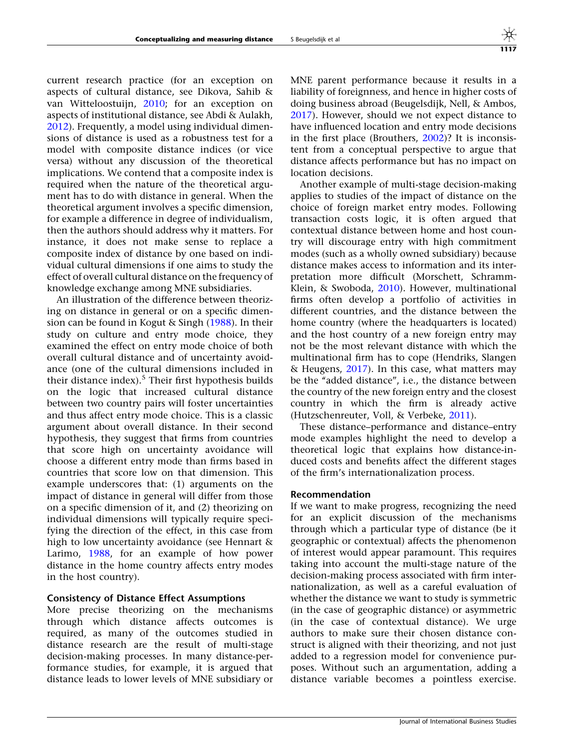current research practice (for an exception on aspects of cultural distance, see Dikova, Sahib & van Witteloostuijn, 2010; for an exception on aspects of institutional distance, see Abdi & Aulakh, 2012). Frequently, a model using individual dimensions of distance is used as a robustness test for a model with composite distance indices (or vice versa) without any discussion of the theoretical implications. We contend that a composite index is required when the nature of the theoretical argument has to do with distance in general. When the theoretical argument involves a specific dimension, for example a difference in degree of individualism, then the authors should address why it matters. For instance, it does not make sense to replace a composite index of distance by one based on individual cultural dimensions if one aims to study the effect of overall cultural distance on the frequency of knowledge exchange among MNE subsidiaries.

An illustration of the difference between theorizing on distance in general or on a specific dimension can be found in Kogut & Singh (1988). In their study on culture and entry mode choice, they examined the effect on entry mode choice of both overall cultural distance and of uncertainty avoidance (one of the cultural dimensions included in their distance index).[5] Their first hypothesis builds on the logic that increased cultural distance between two country pairs will foster uncertainties and thus affect entry mode choice. This is a classic argument about overall distance. In their second hypothesis, they suggest that firms from countries that score high on uncertainty avoidance will choose a different entry mode than firms based in countries that score low on that dimension. This example underscores that: (1) arguments on the impact of distance in general will differ from those on a specific dimension of it, and (2) theorizing on individual dimensions will typically require specifying the direction of the effect, in this case from high to low uncertainty avoidance (see Hennart & Larimo, 1988, for an example of how power distance in the home country affects entry modes in the host country).

### Consistency of Distance Effect Assumptions

More precise theorizing on the mechanisms through which distance affects outcomes is required, as many of the outcomes studied in distance research are the result of multi-stage decision-making processes. In many distance-performance studies, for example, it is argued that distance leads to lower levels of MNE subsidiary or MNE parent performance because it results in a liability of foreignness, and hence in higher costs of doing business abroad (Beugelsdijk, Nell, & Ambos, 2017). However, should we not expect distance to have influenced location and entry mode decisions in the first place (Brouthers, 2002)? It is inconsistent from a conceptual perspective to argue that distance affects performance but has no impact on location decisions.

Another example of multi-stage decision-making applies to studies of the impact of distance on the choice of foreign market entry modes. Following transaction costs logic, it is often argued that contextual distance between home and host country will discourage entry with high commitment modes (such as a wholly owned subsidiary) because distance makes access to information and its interpretation more difficult (Morschett, Schramm-Klein, & Swoboda, 2010). However, multinational firms often develop a portfolio of activities in different countries, and the distance between the home country (where the headquarters is located) and the host country of a new foreign entry may not be the most relevant distance with which the multinational firm has to cope (Hendriks, Slangen & Heugens, 2017). In this case, what matters may be the "added distance", i.e., the distance between the country of the new foreign entry and the closest country in which the firm is already active (Hutzschenreuter, Voll, & Verbeke, 2011).

These distance–performance and distance–entry mode examples highlight the need to develop a theoretical logic that explains how distance-induced costs and benefits affect the different stages of the firm's internationalization process.

### Recommendation

If we want to make progress, recognizing the need for an explicit discussion of the mechanisms through which a particular type of distance (be it geographic or contextual) affects the phenomenon of interest would appear paramount. This requires taking into account the multi-stage nature of the decision-making process associated with firm internationalization, as well as a careful evaluation of whether the distance we want to study is symmetric (in the case of geographic distance) or asymmetric (in the case of contextual distance). We urge authors to make sure their chosen distance construct is aligned with their theorizing, and not just added to a regression model for convenience purposes. Without such an argumentation, adding a distance variable becomes a pointless exercise.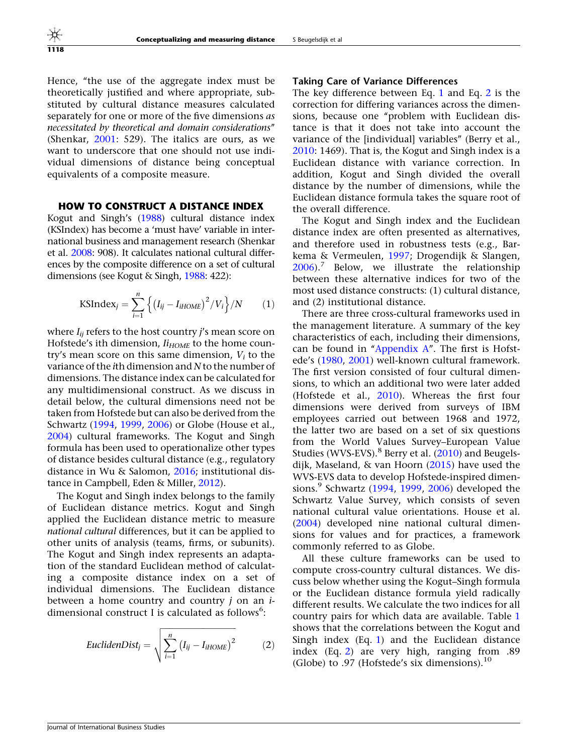Hence, "the use of the aggregate index must be theoretically justified and where appropriate, substituted by cultural distance measures calculated separately for one or more of the five dimensions *as necessitated by theoretical and domain considerations*" (Shenkar, 2001: 529). The italics are ours, as we want to underscore that one should not use individual dimensions of distance being conceptual equivalents of a composite measure.

## HOW TO CONSTRUCT A DISTANCE INDEX

Kogut and Singh's (1988) cultural distance index (KSIndex) has become a 'must have' variable in international business and management research (Shenkar et al. 2008: 908). It calculates national cultural differences by the composite difference on a set of cultural dimensions (see Kogut & Singh, 1988: 422):

$$\text{KSIndex}_j = \sum_{i=1}^{n} \left\{ \left(I_{ij} - I_{iHOME}\right)^2 / V_i \right\} / N \qquad (1)$$

where $I_{ij}$ refers to the host country $j$'s mean score on Hofstede's $i$th dimension, $Ii_{HOME}$ to the home country's mean score on this same dimension, $V_i$ to the variance of the $i$th dimension and $N$ to the number of dimensions. The distance index can be calculated for any multidimensional construct. As we discuss in detail below, the cultural dimensions need not be taken from Hofstede but can also be derived from the Schwartz (1994, 1999, 2006) or Globe (House et al., 2004) cultural frameworks. The Kogut and Singh formula has been used to operationalize other types of distance besides cultural distance (e.g., regulatory distance in Wu & Salomon, 2016; institutional distance in Campbell, Eden & Miller, 2012).

The Kogut and Singh index belongs to the family of Euclidean distance metrics. Kogut and Singh applied the Euclidean distance metric to measure *national cultural* differences, but it can be applied to other units of analysis (teams, firms, or subunits). The Kogut and Singh index represents an adaptation of the standard Euclidean method of calculating a composite distance index on a set of individual dimensions. The Euclidean distance between a home country and country $j$ on an $i$-dimensional construct I is calculated as follows[6]:

$$EuclidenDist_j = \sqrt{\sum_{i=1}^{n} \left(I_{ij} - I_{iHOME}\right)^2} \qquad (2)$$

### Taking Care of Variance Differences

The key difference between Eq. 1 and Eq. 2 is the correction for differing variances across the dimensions, because one "problem with Euclidean distance is that it does not take into account the variance of the [individual] variables" (Berry et al., 2010: 1469). That is, the Kogut and Singh index is a Euclidean distance with variance correction. In addition, Kogut and Singh divided the overall distance by the number of dimensions, while the Euclidean distance formula takes the square root of the overall difference.

The Kogut and Singh index and the Euclidean distance index are often presented as alternatives, and therefore used in robustness tests (e.g., Barkema & Vermeulen, 1997; Drogendijk & Slangen, 2006).[7] Below, we illustrate the relationship between these alternative indices for two of the most used distance constructs: (1) cultural distance, and (2) institutional distance.

There are three cross-cultural frameworks used in the management literature. A summary of the key characteristics of each, including their dimensions, can be found in "Appendix A". The first is Hofstede's (1980, 2001) well-known cultural framework. The first version consisted of four cultural dimensions, to which an additional two were later added (Hofstede et al., 2010). Whereas the first four dimensions were derived from surveys of IBM employees carried out between 1968 and 1972, the latter two are based on a set of six questions from the World Values Survey–European Value Studies (WVS-EVS).[8] Berry et al. (2010) and Beugelsdijk, Maseland, & van Hoorn (2015) have used the WVS-EVS data to develop Hofstede-inspired dimensions.[9] Schwartz (1994, 1999, 2006) developed the Schwartz Value Survey, which consists of seven national cultural value orientations. House et al. (2004) developed nine national cultural dimensions for values and for practices, a framework commonly referred to as Globe.

All these culture frameworks can be used to compute cross-country cultural distances. We discuss below whether using the Kogut–Singh formula or the Euclidean distance formula yield radically different results. We calculate the two indices for all country pairs for which data are available. Table 1 shows that the correlations between the Kogut and Singh index (Eq. 1) and the Euclidean distance index (Eq. 2) are very high, ranging from .89 (Globe) to .97 (Hofstede's six dimensions).[10]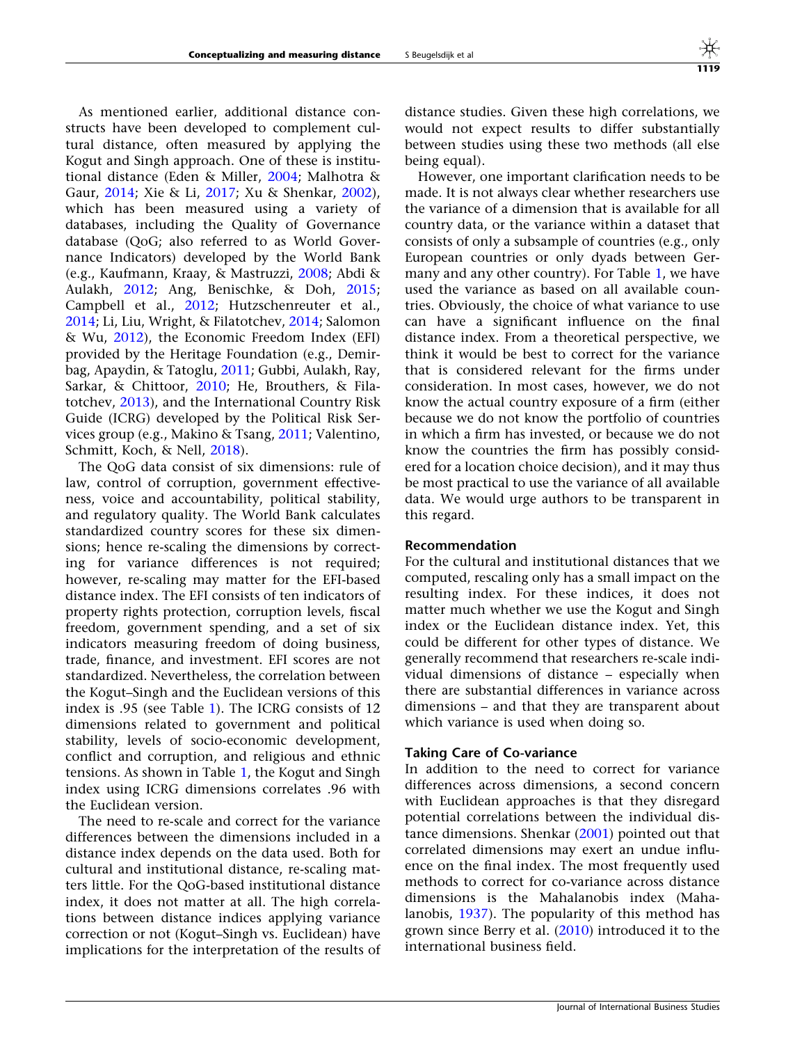As mentioned earlier, additional distance constructs have been developed to complement cultural distance, often measured by applying the Kogut and Singh approach. One of these is institutional distance (Eden & Miller, 2004; Malhotra & Gaur, 2014; Xie & Li, 2017; Xu & Shenkar, 2002), which has been measured using a variety of databases, including the Quality of Governance database (QoG; also referred to as World Governance Indicators) developed by the World Bank (e.g., Kaufmann, Kraay, & Mastruzzi, 2008; Abdi & Aulakh, 2012; Ang, Benischke, & Doh, 2015; Campbell et al., 2012; Hutzschenreuter et al., 2014; Li, Liu, Wright, & Filatotchev, 2014; Salomon & Wu, 2012), the Economic Freedom Index (EFI) provided by the Heritage Foundation (e.g., Demirbag, Apaydin, & Tatoglu, 2011; Gubbi, Aulakh, Ray, Sarkar, & Chittoor, 2010; He, Brouthers, & Filatotchev, 2013), and the International Country Risk Guide (ICRG) developed by the Political Risk Services group (e.g., Makino & Tsang, 2011; Valentino, Schmitt, Koch, & Nell, 2018).

The QoG data consist of six dimensions: rule of law, control of corruption, government effectiveness, voice and accountability, political stability, and regulatory quality. The World Bank calculates standardized country scores for these six dimensions; hence re-scaling the dimensions by correcting for variance differences is not required; however, re-scaling may matter for the EFI-based distance index. The EFI consists of ten indicators of property rights protection, corruption levels, fiscal freedom, government spending, and a set of six indicators measuring freedom of doing business, trade, finance, and investment. EFI scores are not standardized. Nevertheless, the correlation between the Kogut–Singh and the Euclidean versions of this index is .95 (see Table 1). The ICRG consists of 12 dimensions related to government and political stability, levels of socio-economic development, conflict and corruption, and religious and ethnic tensions. As shown in Table 1, the Kogut and Singh index using ICRG dimensions correlates .96 with the Euclidean version.

The need to re-scale and correct for the variance differences between the dimensions included in a distance index depends on the data used. Both for cultural and institutional distance, re-scaling matters little. For the QoG-based institutional distance index, it does not matter at all. The high correlations between distance indices applying variance correction or not (Kogut–Singh vs. Euclidean) have implications for the interpretation of the results of distance studies. Given these high correlations, we would not expect results to differ substantially between studies using these two methods (all else being equal).

However, one important clarification needs to be made. It is not always clear whether researchers use the variance of a dimension that is available for all country data, or the variance within a dataset that consists of only a subsample of countries (e.g., only European countries or only dyads between Germany and any other country). For Table 1, we have used the variance as based on all available countries. Obviously, the choice of what variance to use can have a significant influence on the final distance index. From a theoretical perspective, we think it would be best to correct for the variance that is considered relevant for the firms under consideration. In most cases, however, we do not know the actual country exposure of a firm (either because we do not know the portfolio of countries in which a firm has invested, or because we do not know the countries the firm has possibly considered for a location choice decision), and it may thus be most practical to use the variance of all available data. We would urge authors to be transparent in this regard.

#### Recommendation

For the cultural and institutional distances that we computed, rescaling only has a small impact on the resulting index. For these indices, it does not matter much whether we use the Kogut and Singh index or the Euclidean distance index. Yet, this could be different for other types of distance. We generally recommend that researchers re-scale individual dimensions of distance – especially when there are substantial differences in variance across dimensions – and that they are transparent about which variance is used when doing so.

### Taking Care of Co-variance

In addition to the need to correct for variance differences across dimensions, a second concern with Euclidean approaches is that they disregard potential correlations between the individual distance dimensions. Shenkar (2001) pointed out that correlated dimensions may exert an undue influence on the final index. The most frequently used methods to correct for co-variance across distance dimensions is the Mahalanobis index (Mahalanobis, 1937). The popularity of this method has grown since Berry et al. (2010) introduced it to the international business field.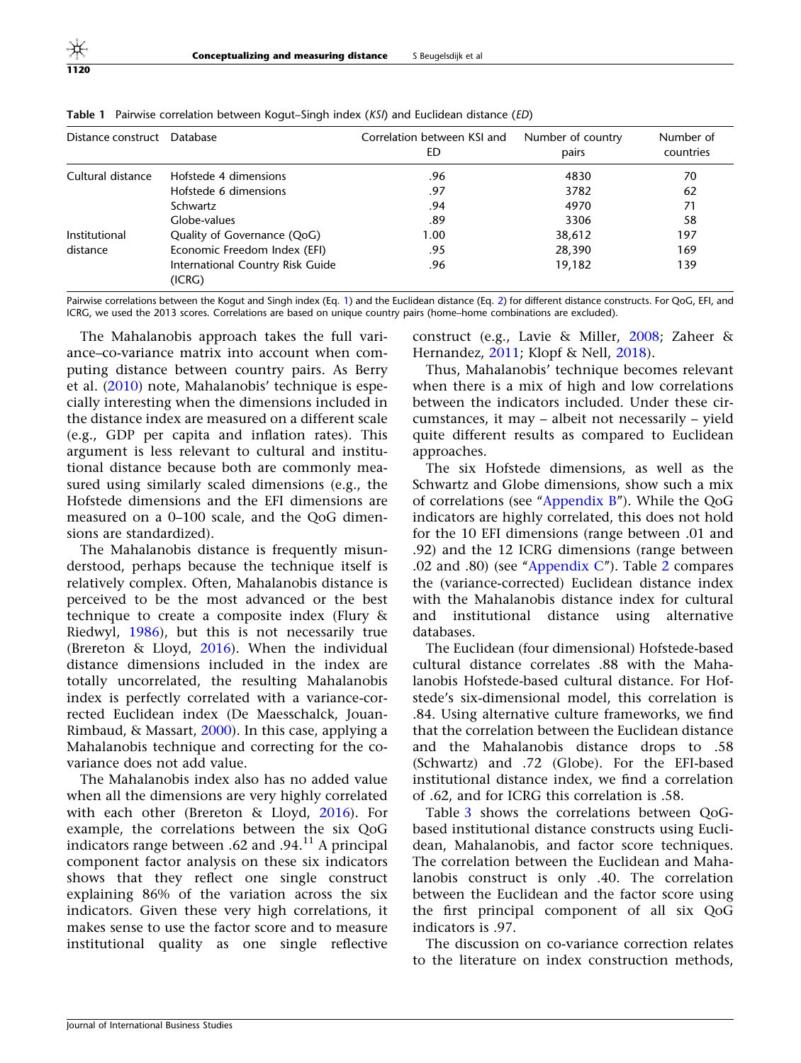**Table 1** Pairwise correlation between Kogut–Singh index (*KSI*) and Euclidean distance (*ED*)

| Distance construct | Database | Correlation between KSI and ED | Number of country pairs | Number of countries |
|---|---|---|---|---|
| Cultural distance | Hofstede 4 dimensions | .96 | 4830 | 70 |
| | Hofstede 6 dimensions | .97 | 3782 | 62 |
| | Schwartz | .94 | 4970 | 71 |
| | Globe-values | .89 | 3306 | 58 |
| Institutional distance | Quality of Governance (QoG) | 1.00 | 38,612 | 197 |
| | Economic Freedom Index (EFI) | .95 | 28,390 | 169 |
| | International Country Risk Guide (ICRG) | .96 | 19,182 | 139 |

Pairwise correlations between the Kogut and Singh index (Eq. 1) and the Euclidean distance (Eq. 2) for different distance constructs. For QoG, EFI, and ICRG, we used the 2013 scores. Correlations are based on unique country pairs (home–home combinations are excluded).

The Mahalanobis approach takes the full variance–co-variance matrix into account when computing distance between country pairs. As Berry et al. (2010) note, Mahalanobis' technique is especially interesting when the dimensions included in the distance index are measured on a different scale (e.g., GDP per capita and inflation rates). This argument is less relevant to cultural and institutional distance because both are commonly measured using similarly scaled dimensions (e.g., the Hofstede dimensions and the EFI dimensions are measured on a 0–100 scale, and the QoG dimensions are standardized).

The Mahalanobis distance is frequently misunderstood, perhaps because the technique itself is relatively complex. Often, Mahalanobis distance is perceived to be the most advanced or the best technique to create a composite index (Flury & Riedwyl, 1986), but this is not necessarily true (Brereton & Lloyd, 2016). When the individual distance dimensions included in the index are totally uncorrelated, the resulting Mahalanobis index is perfectly correlated with a variance-corrected Euclidean index (De Maesschalck, Jouan-Rimbaud, & Massart, 2000). In this case, applying a Mahalanobis technique and correcting for the co-variance does not add value.

The Mahalanobis index also has no added value when all the dimensions are very highly correlated with each other (Brereton & Lloyd, 2016). For example, the correlations between the six QoG indicators range between .62 and .94.[11] A principal component factor analysis on these six indicators shows that they reflect one single construct explaining 86% of the variation across the six indicators. Given these very high correlations, it makes sense to use the factor score and to measure institutional quality as one single reflective construct (e.g., Lavie & Miller, 2008; Zaheer & Hernandez, 2011; Klopf & Nell, 2018).

Thus, Mahalanobis' technique becomes relevant when there is a mix of high and low correlations between the indicators included. Under these circumstances, it may – albeit not necessarily – yield quite different results as compared to Euclidean approaches.

The six Hofstede dimensions, as well as the Schwartz and Globe dimensions, show such a mix of correlations (see "Appendix B"). While the QoG indicators are highly correlated, this does not hold for the 10 EFI dimensions (range between .01 and .92) and the 12 ICRG dimensions (range between .02 and .80) (see "Appendix C"). Table 2 compares the (variance-corrected) Euclidean distance index with the Mahalanobis distance index for cultural and institutional distance using alternative databases.

The Euclidean (four dimensional) Hofstede-based cultural distance correlates .88 with the Mahalanobis Hofstede-based cultural distance. For Hofstede's six-dimensional model, this correlation is .84. Using alternative culture frameworks, we find that the correlation between the Euclidean distance and the Mahalanobis distance drops to .58 (Schwartz) and .72 (Globe). For the EFI-based institutional distance index, we find a correlation of .62, and for ICRG this correlation is .58.

Table 3 shows the correlations between QoG-based institutional distance constructs using Euclidean, Mahalanobis, and factor score techniques. The correlation between the Euclidean and Mahalanobis construct is only .40. The correlation between the Euclidean and the factor score using the first principal component of all six QoG indicators is .97.

The discussion on co-variance correction relates to the literature on index construction methods,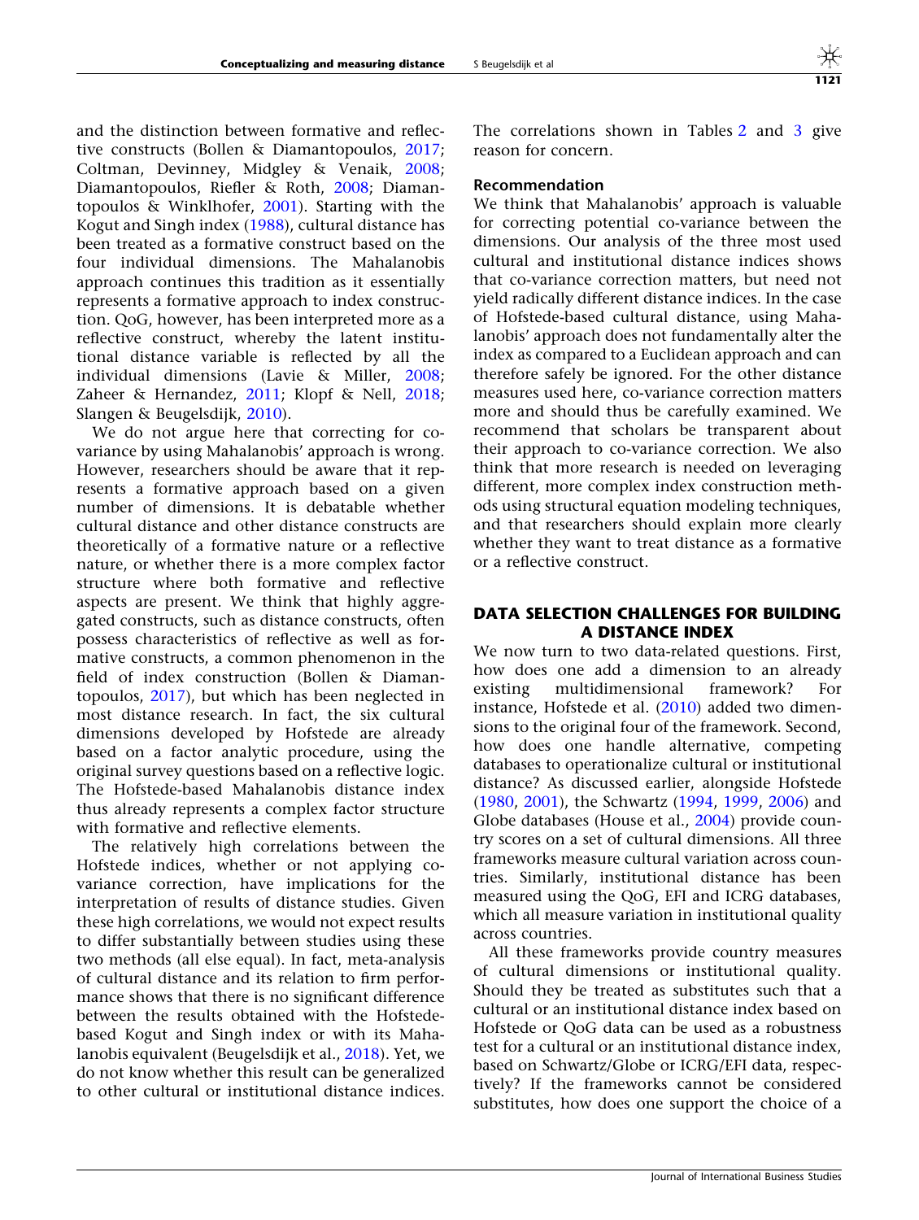and the distinction between formative and reflective constructs (Bollen & Diamantopoulos, 2017; Coltman, Devinney, Midgley & Venaik, 2008; Diamantopoulos, Riefler & Roth, 2008; Diamantopoulos & Winklhofer, 2001). Starting with the Kogut and Singh index (1988), cultural distance has been treated as a formative construct based on the four individual dimensions. The Mahalanobis approach continues this tradition as it essentially represents a formative approach to index construction. QoG, however, has been interpreted more as a reflective construct, whereby the latent institutional distance variable is reflected by all the individual dimensions (Lavie & Miller, 2008; Zaheer & Hernandez, 2011; Klopf & Nell, 2018; Slangen & Beugelsdijk, 2010).

We do not argue here that correcting for co-variance by using Mahalanobis' approach is wrong. However, researchers should be aware that it represents a formative approach based on a given number of dimensions. It is debatable whether cultural distance and other distance constructs are theoretically of a formative nature or a reflective nature, or whether there is a more complex factor structure where both formative and reflective aspects are present. We think that highly aggregated constructs, such as distance constructs, often possess characteristics of reflective as well as formative constructs, a common phenomenon in the field of index construction (Bollen & Diamantopoulos, 2017), but which has been neglected in most distance research. In fact, the six cultural dimensions developed by Hofstede are already based on a factor analytic procedure, using the original survey questions based on a reflective logic. The Hofstede-based Mahalanobis distance index thus already represents a complex factor structure with formative and reflective elements.

The relatively high correlations between the Hofstede indices, whether or not applying co-variance correction, have implications for the interpretation of results of distance studies. Given these high correlations, we would not expect results to differ substantially between studies using these two methods (all else equal). In fact, meta-analysis of cultural distance and its relation to firm performance shows that there is no significant difference between the results obtained with the Hofstede-based Kogut and Singh index or with its Mahalanobis equivalent (Beugelsdijk et al., 2018). Yet, we do not know whether this result can be generalized to other cultural or institutional distance indices. The correlations shown in Tables 2 and 3 give reason for concern.

### Recommendation

We think that Mahalanobis' approach is valuable for correcting potential co-variance between the dimensions. Our analysis of the three most used cultural and institutional distance indices shows that co-variance correction matters, but need not yield radically different distance indices. In the case of Hofstede-based cultural distance, using Mahalanobis' approach does not fundamentally alter the index as compared to a Euclidean approach and can therefore safely be ignored. For the other distance measures used here, co-variance correction matters more and should thus be carefully examined. We recommend that scholars be transparent about their approach to co-variance correction. We also think that more research is needed on leveraging different, more complex index construction methods using structural equation modeling techniques, and that researchers should explain more clearly whether they want to treat distance as a formative or a reflective construct.

## DATA SELECTION CHALLENGES FOR BUILDING A DISTANCE INDEX

We now turn to two data-related questions. First, how does one add a dimension to an already existing multidimensional framework? For instance, Hofstede et al. (2010) added two dimensions to the original four of the framework. Second, how does one handle alternative, competing databases to operationalize cultural or institutional distance? As discussed earlier, alongside Hofstede (1980, 2001), the Schwartz (1994, 1999, 2006) and Globe databases (House et al., 2004) provide country scores on a set of cultural dimensions. All three frameworks measure cultural variation across countries. Similarly, institutional distance has been measured using the QoG, EFI and ICRG databases, which all measure variation in institutional quality across countries.

All these frameworks provide country measures of cultural dimensions or institutional quality. Should they be treated as substitutes such that a cultural or an institutional distance index based on Hofstede or QoG data can be used as a robustness test for a cultural or an institutional distance index, based on Schwartz/Globe or ICRG/EFI data, respectively? If the frameworks cannot be considered substitutes, how does one support the choice of a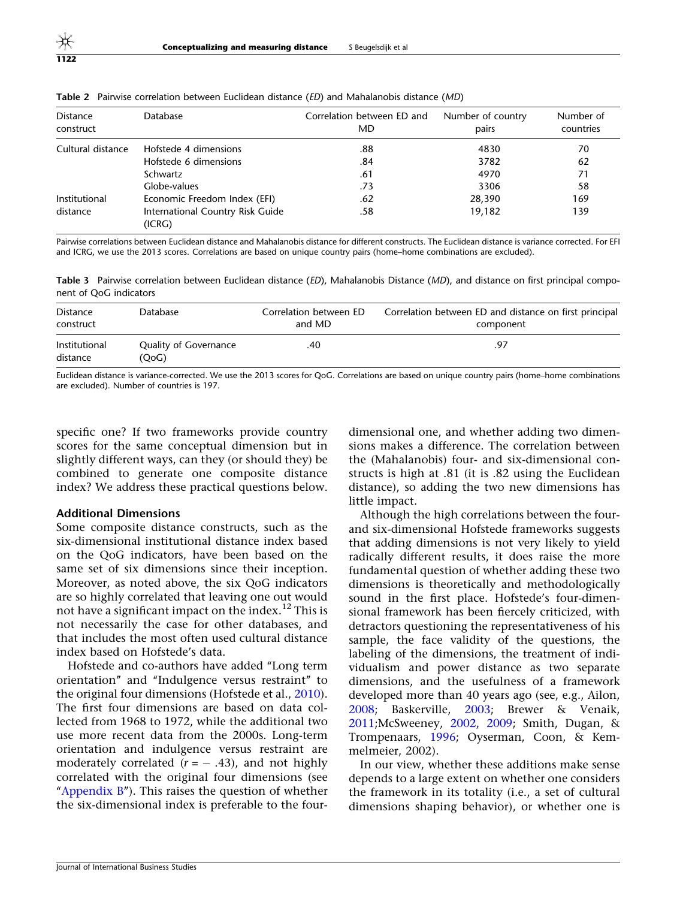**Table 2** Pairwise correlation between Euclidean distance (*ED*) and Mahalanobis distance (*MD*)

| Distance construct | Database | Correlation between ED and MD | Number of country pairs | Number of countries |
|---|---|---|---|---|
| Cultural distance | Hofstede 4 dimensions | .88 | 4830 | 70 |
| | Hofstede 6 dimensions | .84 | 3782 | 62 |
| | Schwartz | .61 | 4970 | 71 |
| | Globe-values | .73 | 3306 | 58 |
| Institutional distance | Economic Freedom Index (EFI) | .62 | 28,390 | 169 |
| | International Country Risk Guide (ICRG) | .58 | 19,182 | 139 |

Pairwise correlations between Euclidean distance and Mahalanobis distance for different constructs. The Euclidean distance is variance corrected. For EFI and ICRG, we use the 2013 scores. Correlations are based on unique country pairs (home–home combinations are excluded).

**Table 3** Pairwise correlation between Euclidean distance (*ED*), Mahalanobis Distance (*MD*), and distance on first principal component of QoG indicators

| Distance construct | Database | Correlation between ED and MD | Correlation between ED and distance on first principal component |
|---|---|---|---|
| Institutional distance | Quality of Governance (QoG) | .40 | .97 |

Euclidean distance is variance-corrected. We use the 2013 scores for QoG. Correlations are based on unique country pairs (home–home combinations are excluded). Number of countries is 197.

specific one? If two frameworks provide country scores for the same conceptual dimension but in slightly different ways, can they (or should they) be combined to generate one composite distance index? We address these practical questions below.

### Additional Dimensions

Some composite distance constructs, such as the six-dimensional institutional distance index based on the QoG indicators, have been based on the same set of six dimensions since their inception. Moreover, as noted above, the six QoG indicators are so highly correlated that leaving one out would not have a significant impact on the index.[12] This is not necessarily the case for other databases, and that includes the most often used cultural distance index based on Hofstede's data.

Hofstede and co-authors have added "Long term orientation" and "Indulgence versus restraint" to the original four dimensions (Hofstede et al., 2010). The first four dimensions are based on data collected from 1968 to 1972, while the additional two use more recent data from the 2000s. Long-term orientation and indulgence versus restraint are moderately correlated ($r = -.43$), and not highly correlated with the original four dimensions (see "Appendix B"). This raises the question of whether the six-dimensional index is preferable to the four-dimensional one, and whether adding two dimensions makes a difference. The correlation between the (Mahalanobis) four- and six-dimensional constructs is high at .81 (it is .82 using the Euclidean distance), so adding the two new dimensions has little impact.

Although the high correlations between the four- and six-dimensional Hofstede frameworks suggests that adding dimensions is not very likely to yield radically different results, it does raise the more fundamental question of whether adding these two dimensions is theoretically and methodologically sound in the first place. Hofstede's four-dimensional framework has been fiercely criticized, with detractors questioning the representativeness of his sample, the face validity of the questions, the labeling of the dimensions, the treatment of individualism and power distance as two separate dimensions, and the usefulness of a framework developed more than 40 years ago (see, e.g., Ailon, 2008; Baskerville, 2003; Brewer & Venaik, 2011;McSweeney, 2002, 2009; Smith, Dugan, & Trompenaars, 1996; Oyserman, Coon, & Kemmelmeier, 2002).

In our view, whether these additions make sense depends to a large extent on whether one considers the framework in its totality (i.e., a set of cultural dimensions shaping behavior), or whether one is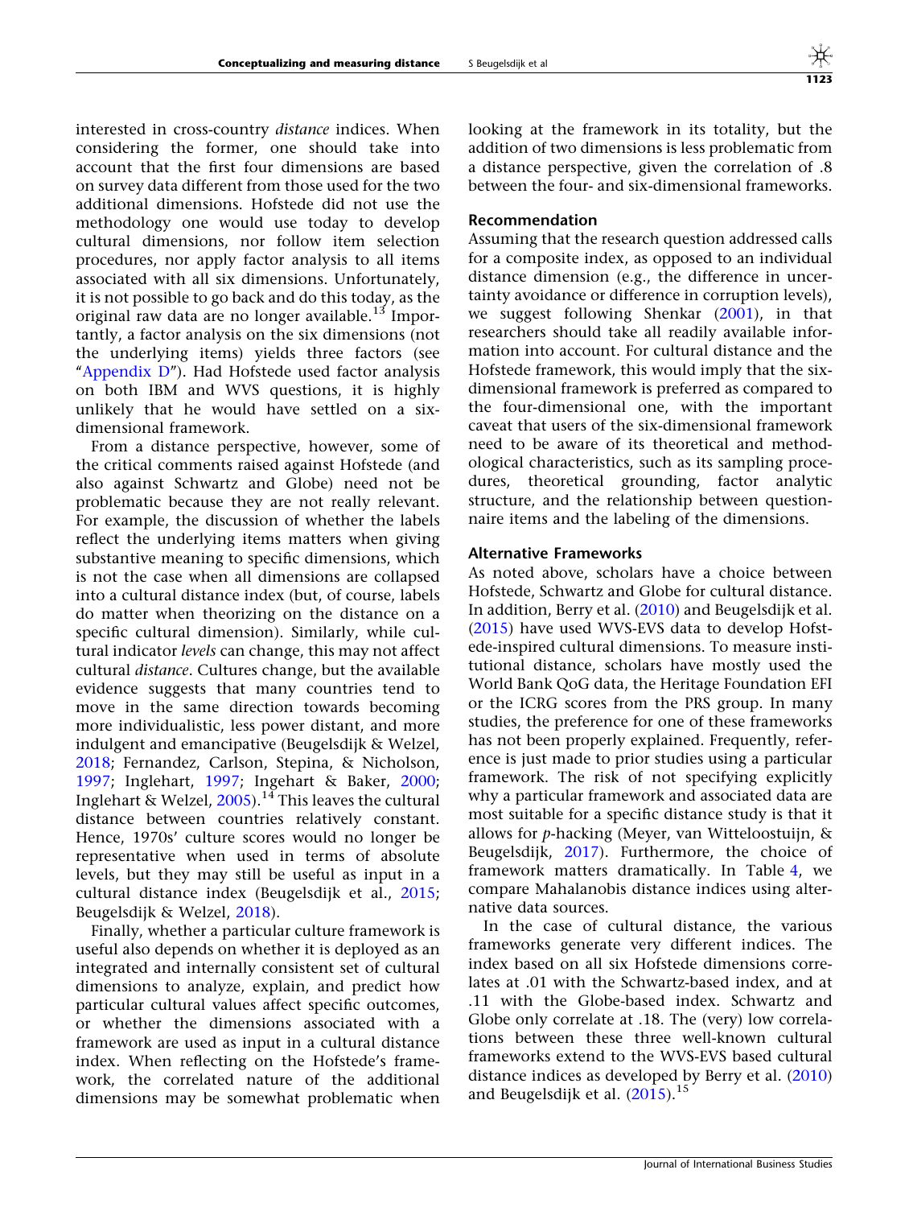interested in cross-country *distance* indices. When considering the former, one should take into account that the first four dimensions are based on survey data different from those used for the two additional dimensions. Hofstede did not use the methodology one would use today to develop cultural dimensions, nor follow item selection procedures, nor apply factor analysis to all items associated with all six dimensions. Unfortunately, it is not possible to go back and do this today, as the original raw data are no longer available.[13] Importantly, a factor analysis on the six dimensions (not the underlying items) yields three factors (see "Appendix D"). Had Hofstede used factor analysis on both IBM and WVS questions, it is highly unlikely that he would have settled on a six-dimensional framework.

From a distance perspective, however, some of the critical comments raised against Hofstede (and also against Schwartz and Globe) need not be problematic because they are not really relevant. For example, the discussion of whether the labels reflect the underlying items matters when giving substantive meaning to specific dimensions, which is not the case when all dimensions are collapsed into a cultural distance index (but, of course, labels do matter when theorizing on the distance on a specific cultural dimension). Similarly, while cultural indicator *levels* can change, this may not affect cultural *distance*. Cultures change, but the available evidence suggests that many countries tend to move in the same direction towards becoming more individualistic, less power distant, and more indulgent and emancipative (Beugelsdijk & Welzel, 2018; Fernandez, Carlson, Stepina, & Nicholson, 1997; Inglehart, 1997; Ingehart & Baker, 2000; Inglehart & Welzel, 2005).[14] This leaves the cultural distance between countries relatively constant. Hence, 1970s' culture scores would no longer be representative when used in terms of absolute levels, but they may still be useful as input in a cultural distance index (Beugelsdijk et al., 2015; Beugelsdijk & Welzel, 2018).

Finally, whether a particular culture framework is useful also depends on whether it is deployed as an integrated and internally consistent set of cultural dimensions to analyze, explain, and predict how particular cultural values affect specific outcomes, or whether the dimensions associated with a framework are used as input in a cultural distance index. When reflecting on the Hofstede's framework, the correlated nature of the additional dimensions may be somewhat problematic when looking at the framework in its totality, but the addition of two dimensions is less problematic from a distance perspective, given the correlation of .8 between the four- and six-dimensional frameworks.

### Recommendation

Assuming that the research question addressed calls for a composite index, as opposed to an individual distance dimension (e.g., the difference in uncertainty avoidance or difference in corruption levels), we suggest following Shenkar (2001), in that researchers should take all readily available information into account. For cultural distance and the Hofstede framework, this would imply that the six-dimensional framework is preferred as compared to the four-dimensional one, with the important caveat that users of the six-dimensional framework need to be aware of its theoretical and methodological characteristics, such as its sampling procedures, theoretical grounding, factor analytic structure, and the relationship between questionnaire items and the labeling of the dimensions.

### Alternative Frameworks

As noted above, scholars have a choice between Hofstede, Schwartz and Globe for cultural distance. In addition, Berry et al. (2010) and Beugelsdijk et al. (2015) have used WVS-EVS data to develop Hofstede-inspired cultural dimensions. To measure institutional distance, scholars have mostly used the World Bank QoG data, the Heritage Foundation EFI or the ICRG scores from the PRS group. In many studies, the preference for one of these frameworks has not been properly explained. Frequently, reference is just made to prior studies using a particular framework. The risk of not specifying explicitly why a particular framework and associated data are most suitable for a specific distance study is that it allows for *p*-hacking (Meyer, van Witteloostuijn, & Beugelsdijk, 2017). Furthermore, the choice of framework matters dramatically. In Table 4, we compare Mahalanobis distance indices using alternative data sources.

In the case of cultural distance, the various frameworks generate very different indices. The index based on all six Hofstede dimensions correlates at .01 with the Schwartz-based index, and at .11 with the Globe-based index. Schwartz and Globe only correlate at .18. The (very) low correlations between these three well-known cultural frameworks extend to the WVS-EVS based cultural distance indices as developed by Berry et al. (2010) and Beugelsdijk et al. (2015).[15]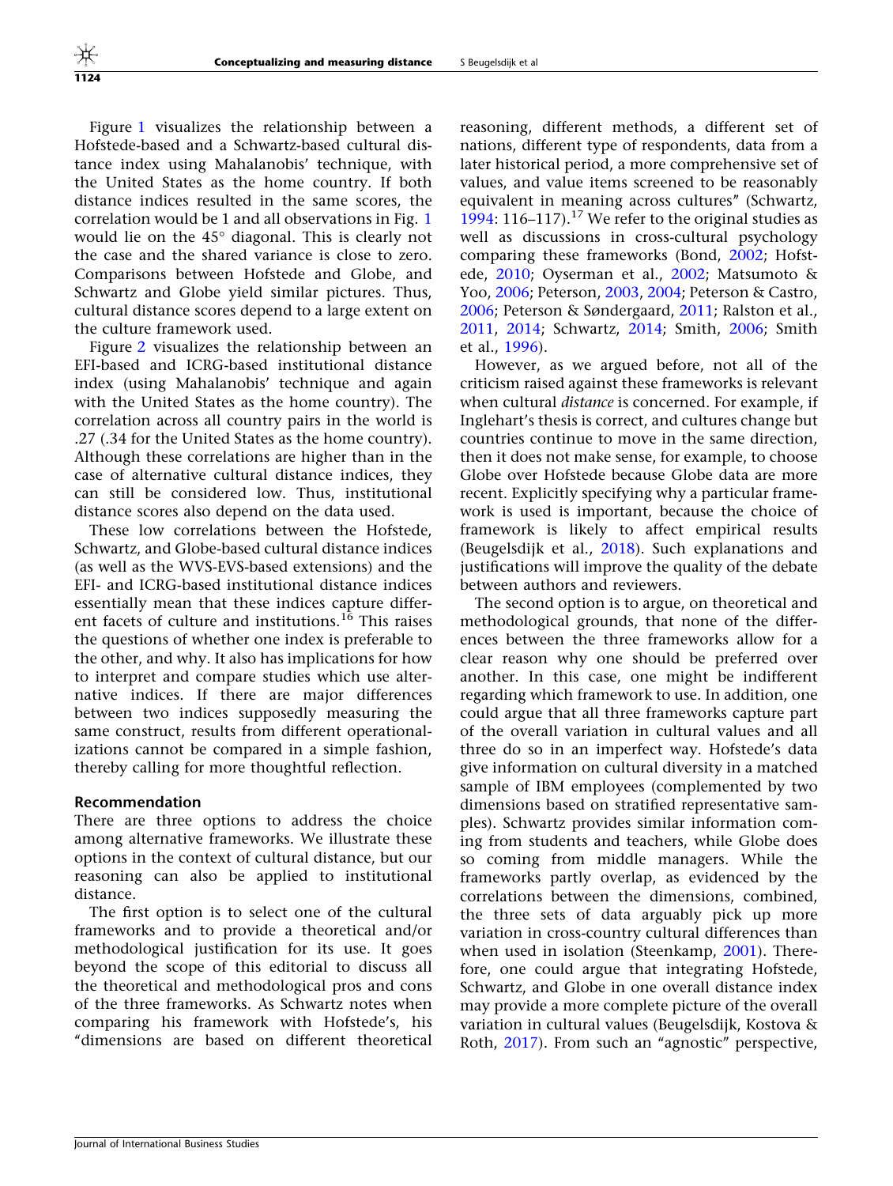Figure 1 visualizes the relationship between a Hofstede-based and a Schwartz-based cultural distance index using Mahalanobis' technique, with the United States as the home country. If both distance indices resulted in the same scores, the correlation would be 1 and all observations in Fig. 1 would lie on the 45° diagonal. This is clearly not the case and the shared variance is close to zero. Comparisons between Hofstede and Globe, and Schwartz and Globe yield similar pictures. Thus, cultural distance scores depend to a large extent on the culture framework used.

Figure 2 visualizes the relationship between an EFI-based and ICRG-based institutional distance index (using Mahalanobis' technique and again with the United States as the home country). The correlation across all country pairs in the world is .27 (.34 for the United States as the home country). Although these correlations are higher than in the case of alternative cultural distance indices, they can still be considered low. Thus, institutional distance scores also depend on the data used.

These low correlations between the Hofstede, Schwartz, and Globe-based cultural distance indices (as well as the WVS-EVS-based extensions) and the EFI- and ICRG-based institutional distance indices essentially mean that these indices capture different facets of culture and institutions.[16] This raises the questions of whether one index is preferable to the other, and why. It also has implications for how to interpret and compare studies which use alternative indices. If there are major differences between two indices supposedly measuring the same construct, results from different operationalizations cannot be compared in a simple fashion, thereby calling for more thoughtful reflection.

### Recommendation

There are three options to address the choice among alternative frameworks. We illustrate these options in the context of cultural distance, but our reasoning can also be applied to institutional distance.

The first option is to select one of the cultural frameworks and to provide a theoretical and/or methodological justification for its use. It goes beyond the scope of this editorial to discuss all the theoretical and methodological pros and cons of the three frameworks. As Schwartz notes when comparing his framework with Hofstede's, his "dimensions are based on different theoretical reasoning, different methods, a different set of nations, different type of respondents, data from a later historical period, a more comprehensive set of values, and value items screened to be reasonably equivalent in meaning across cultures" (Schwartz, 1994: 116–117).[17] We refer to the original studies as well as discussions in cross-cultural psychology comparing these frameworks (Bond, 2002; Hofstede, 2010; Oyserman et al., 2002; Matsumoto & Yoo, 2006; Peterson, 2003, 2004; Peterson & Castro, 2006; Peterson & Søndergaard, 2011; Ralston et al., 2011, 2014; Schwartz, 2014; Smith, 2006; Smith et al., 1996).

However, as we argued before, not all of the criticism raised against these frameworks is relevant when cultural *distance* is concerned. For example, if Inglehart's thesis is correct, and cultures change but countries continue to move in the same direction, then it does not make sense, for example, to choose Globe over Hofstede because Globe data are more recent. Explicitly specifying why a particular framework is used is important, because the choice of framework is likely to affect empirical results (Beugelsdijk et al., 2018). Such explanations and justifications will improve the quality of the debate between authors and reviewers.

The second option is to argue, on theoretical and methodological grounds, that none of the differences between the three frameworks allow for a clear reason why one should be preferred over another. In this case, one might be indifferent regarding which framework to use. In addition, one could argue that all three frameworks capture part of the overall variation in cultural values and all three do so in an imperfect way. Hofstede's data give information on cultural diversity in a matched sample of IBM employees (complemented by two dimensions based on stratified representative samples). Schwartz provides similar information coming from students and teachers, while Globe does so coming from middle managers. While the frameworks partly overlap, as evidenced by the correlations between the dimensions, combined, the three sets of data arguably pick up more variation in cross-country cultural differences than when used in isolation (Steenkamp, 2001). Therefore, one could argue that integrating Hofstede, Schwartz, and Globe in one overall distance index may provide a more complete picture of the overall variation in cultural values (Beugelsdijk, Kostova & Roth, 2017). From such an "agnostic" perspective,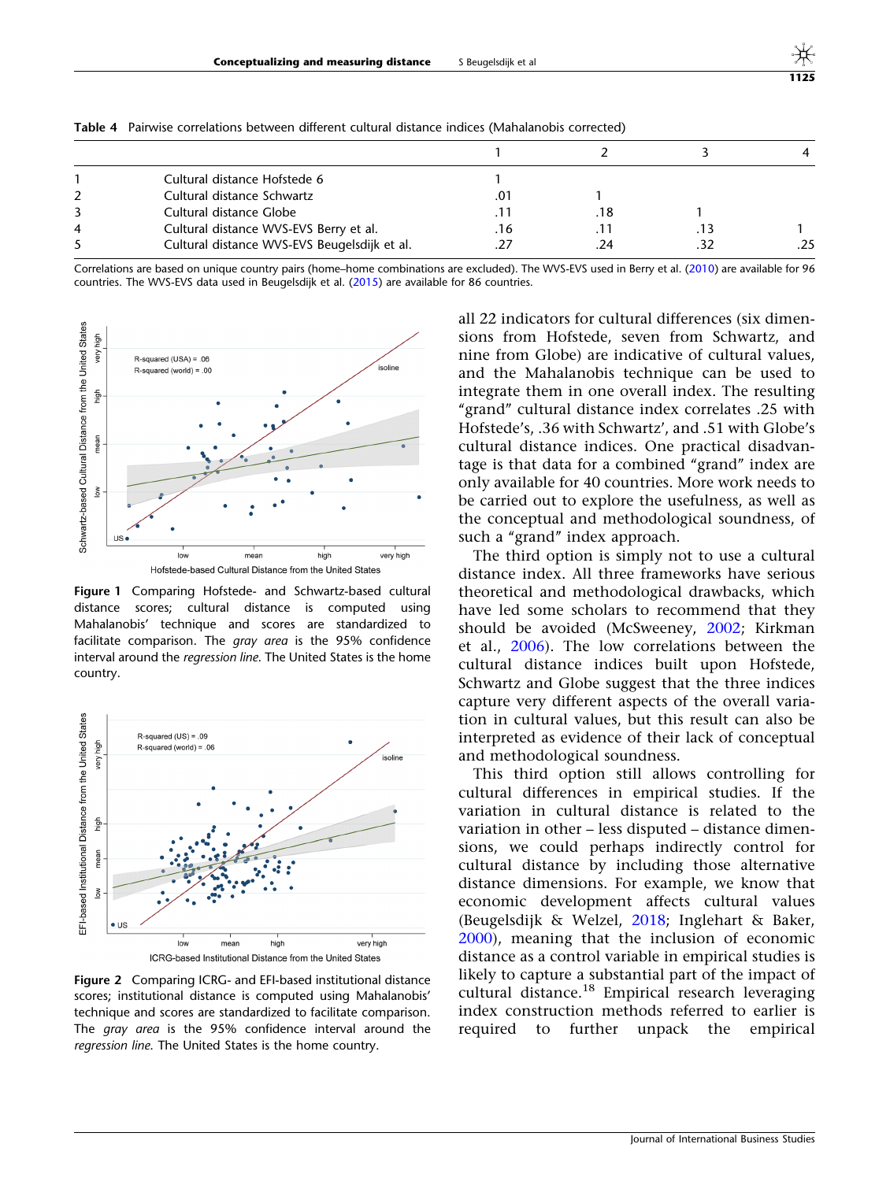Table 4 Pairwise correlations between different cultural distance indices (Mahalanobis corrected)

| | | 1 | 2 | 3 | 4 |
|---|---|---|---|---|---|
| 1 | Cultural distance Hofstede 6 | 1 | | | |
| 2 | Cultural distance Schwartz | .01 | 1 | | |
| 3 | Cultural distance Globe | .11 | .18 | 1 | |
| 4 | Cultural distance WVS-EVS Berry et al. | .16 | .11 | .13 | 1 |
| 5 | Cultural distance WVS-EVS Beugelsdijk et al. | .27 | .24 | .32 | .25 |

Correlations are based on unique country pairs (home–home combinations are excluded). The WVS-EVS used in Berry et al. (2010) are available for 96 countries. The WVS-EVS data used in Beugelsdijk et al. (2015) are available for 86 countries.

**Figure 1** Comparing Hofstede- and Schwartz-based cultural distance scores; cultural distance is computed using Mahalanobis' technique and scores are standardized to facilitate comparison. The *gray area* is the 95% confidence interval around the *regression line*. The United States is the home country.

**Figure 2** Comparing ICRG- and EFI-based institutional distance scores; institutional distance is computed using Mahalanobis' technique and scores are standardized to facilitate comparison. The *gray area* is the 95% confidence interval around the *regression line*. The United States is the home country.

all 22 indicators for cultural differences (six dimensions from Hofstede, seven from Schwartz, and nine from Globe) are indicative of cultural values, and the Mahalanobis technique can be used to integrate them in one overall index. The resulting "grand" cultural distance index correlates .25 with Hofstede's, .36 with Schwartz', and .51 with Globe's cultural distance indices. One practical disadvantage is that data for a combined "grand" index are only available for 40 countries. More work needs to be carried out to explore the usefulness, as well as the conceptual and methodological soundness, of such a "grand" index approach.

The third option is simply not to use a cultural distance index. All three frameworks have serious theoretical and methodological drawbacks, which have led some scholars to recommend that they should be avoided (McSweeney, 2002; Kirkman et al., 2006). The low correlations between the cultural distance indices built upon Hofstede, Schwartz and Globe suggest that the three indices capture very different aspects of the overall variation in cultural values, but this result can also be interpreted as evidence of their lack of conceptual and methodological soundness.

This third option still allows controlling for cultural differences in empirical studies. If the variation in cultural distance is related to the variation in other – less disputed – distance dimensions, we could perhaps indirectly control for cultural distance by including those alternative distance dimensions. For example, we know that economic development affects cultural values (Beugelsdijk & Welzel, 2018; Inglehart & Baker, 2000), meaning that the inclusion of economic distance as a control variable in empirical studies is likely to capture a substantial part of the impact of cultural distance.[18] Empirical research leveraging index construction methods referred to earlier is required to further unpack the empirical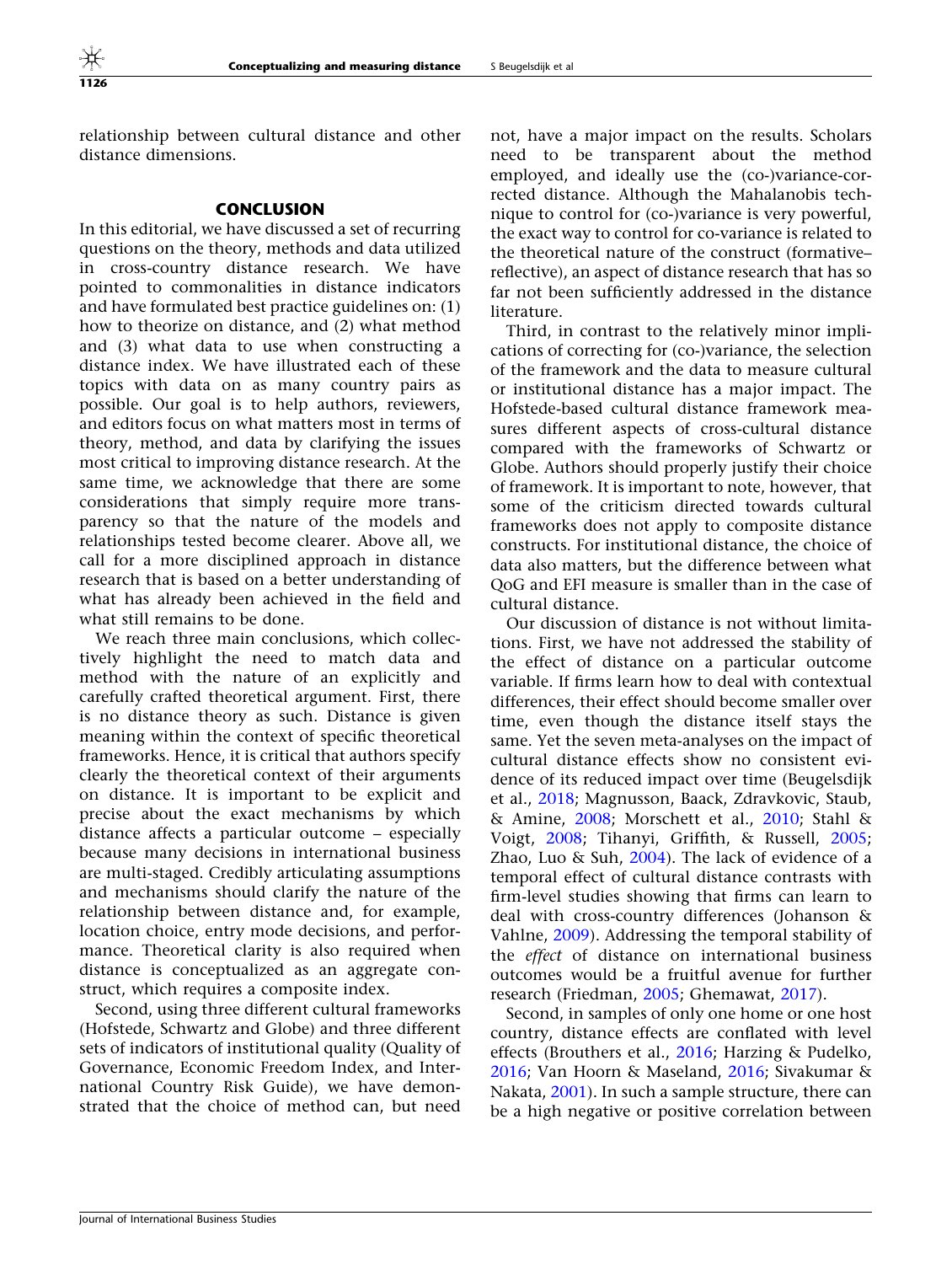relationship between cultural distance and other distance dimensions.

## CONCLUSION

In this editorial, we have discussed a set of recurring questions on the theory, methods and data utilized in cross-country distance research. We have pointed to commonalities in distance indicators and have formulated best practice guidelines on: (1) how to theorize on distance, and (2) what method and (3) what data to use when constructing a distance index. We have illustrated each of these topics with data on as many country pairs as possible. Our goal is to help authors, reviewers, and editors focus on what matters most in terms of theory, method, and data by clarifying the issues most critical to improving distance research. At the same time, we acknowledge that there are some considerations that simply require more transparency so that the nature of the models and relationships tested become clearer. Above all, we call for a more disciplined approach in distance research that is based on a better understanding of what has already been achieved in the field and what still remains to be done.

We reach three main conclusions, which collectively highlight the need to match data and method with the nature of an explicitly and carefully crafted theoretical argument. First, there is no distance theory as such. Distance is given meaning within the context of specific theoretical frameworks. Hence, it is critical that authors specify clearly the theoretical context of their arguments on distance. It is important to be explicit and precise about the exact mechanisms by which distance affects a particular outcome – especially because many decisions in international business are multi-staged. Credibly articulating assumptions and mechanisms should clarify the nature of the relationship between distance and, for example, location choice, entry mode decisions, and performance. Theoretical clarity is also required when distance is conceptualized as an aggregate construct, which requires a composite index.

Second, using three different cultural frameworks (Hofstede, Schwartz and Globe) and three different sets of indicators of institutional quality (Quality of Governance, Economic Freedom Index, and International Country Risk Guide), we have demonstrated that the choice of method can, but need not, have a major impact on the results. Scholars need to be transparent about the method employed, and ideally use the (co-)variance-corrected distance. Although the Mahalanobis technique to control for (co-)variance is very powerful, the exact way to control for co-variance is related to the theoretical nature of the construct (formative–reflective), an aspect of distance research that has so far not been sufficiently addressed in the distance literature.

Third, in contrast to the relatively minor implications of correcting for (co-)variance, the selection of the framework and the data to measure cultural or institutional distance has a major impact. The Hofstede-based cultural distance framework measures different aspects of cross-cultural distance compared with the frameworks of Schwartz or Globe. Authors should properly justify their choice of framework. It is important to note, however, that some of the criticism directed towards cultural frameworks does not apply to composite distance constructs. For institutional distance, the choice of data also matters, but the difference between what QoG and EFI measure is smaller than in the case of cultural distance.

Our discussion of distance is not without limitations. First, we have not addressed the stability of the effect of distance on a particular outcome variable. If firms learn how to deal with contextual differences, their effect should become smaller over time, even though the distance itself stays the same. Yet the seven meta-analyses on the impact of cultural distance effects show no consistent evidence of its reduced impact over time (Beugelsdijk et al., 2018; Magnusson, Baack, Zdravkovic, Staub, & Amine, 2008; Morschett et al., 2010; Stahl & Voigt, 2008; Tihanyi, Griffith, & Russell, 2005; Zhao, Luo & Suh, 2004). The lack of evidence of a temporal effect of cultural distance contrasts with firm-level studies showing that firms can learn to deal with cross-country differences (Johanson & Vahlne, 2009). Addressing the temporal stability of the *effect* of distance on international business outcomes would be a fruitful avenue for further research (Friedman, 2005; Ghemawat, 2017).

Second, in samples of only one home or one host country, distance effects are conflated with level effects (Brouthers et al., 2016; Harzing & Pudelko, 2016; Van Hoorn & Maseland, 2016; Sivakumar & Nakata, 2001). In such a sample structure, there can be a high negative or positive correlation between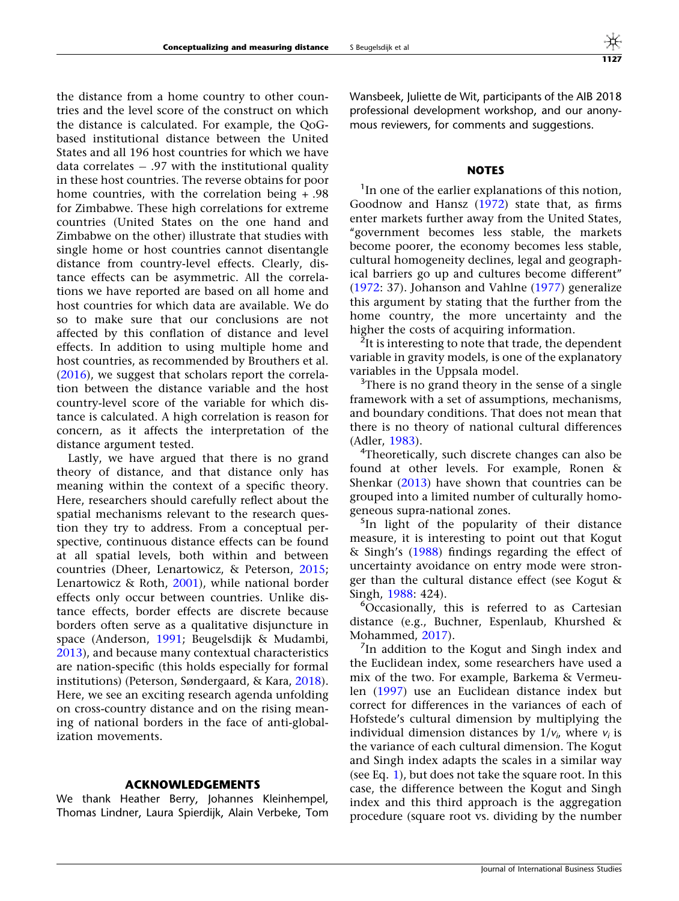the distance from a home country to other countries and the level score of the construct on which the distance is calculated. For example, the QoG-based institutional distance between the United States and all 196 host countries for which we have data correlates − .97 with the institutional quality in these host countries. The reverse obtains for poor home countries, with the correlation being + .98 for Zimbabwe. These high correlations for extreme countries (United States on the one hand and Zimbabwe on the other) illustrate that studies with single home or host countries cannot disentangle distance from country-level effects. Clearly, distance effects can be asymmetric. All the correlations we have reported are based on all home and host countries for which data are available. We do so to make sure that our conclusions are not affected by this conflation of distance and level effects. In addition to using multiple home and host countries, as recommended by Brouthers et al. (2016), we suggest that scholars report the correlation between the distance variable and the host country-level score of the variable for which distance is calculated. A high correlation is reason for concern, as it affects the interpretation of the distance argument tested.

Lastly, we have argued that there is no grand theory of distance, and that distance only has meaning within the context of a specific theory. Here, researchers should carefully reflect about the spatial mechanisms relevant to the research question they try to address. From a conceptual perspective, continuous distance effects can be found at all spatial levels, both within and between countries (Dheer, Lenartowicz, & Peterson, 2015; Lenartowicz & Roth, 2001), while national border effects only occur between countries. Unlike distance effects, border effects are discrete because borders often serve as a qualitative disjuncture in space (Anderson, 1991; Beugelsdijk & Mudambi, 2013), and because many contextual characteristics are nation-specific (this holds especially for formal institutions) (Peterson, Søndergaard, & Kara, 2018). Here, we see an exciting research agenda unfolding on cross-country distance and on the rising meaning of national borders in the face of anti-globalization movements.

## ACKNOWLEDGEMENTS

We thank Heather Berry, Johannes Kleinhempel, Thomas Lindner, Laura Spierdijk, Alain Verbeke, Tom Wansbeek, Juliette de Wit, participants of the AIB 2018 professional development workshop, and our anonymous reviewers, for comments and suggestions.

## NOTES

[1]In one of the earlier explanations of this notion, Goodnow and Hansz (1972) state that, as firms enter markets further away from the United States, "government becomes less stable, the markets become poorer, the economy becomes less stable, cultural homogeneity declines, legal and geographical barriers go up and cultures become different" (1972: 37). Johanson and Vahlne (1977) generalize this argument by stating that the further from the home country, the more uncertainty and the higher the costs of acquiring information.

[2]It is interesting to note that trade, the dependent variable in gravity models, is one of the explanatory variables in the Uppsala model.

[3]There is no grand theory in the sense of a single framework with a set of assumptions, mechanisms, and boundary conditions. That does not mean that there is no theory of national cultural differences (Adler, 1983).

[4]Theoretically, such discrete changes can also be found at other levels. For example, Ronen & Shenkar (2013) have shown that countries can be grouped into a limited number of culturally homogeneous supra-national zones.

[5]In light of the popularity of their distance measure, it is interesting to point out that Kogut & Singh's (1988) findings regarding the effect of uncertainty avoidance on entry mode were stronger than the cultural distance effect (see Kogut & Singh, 1988: 424).

[6]Occasionally, this is referred to as Cartesian distance (e.g., Buchner, Espenlaub, Khurshed & Mohammed, 2017).

[7]In addition to the Kogut and Singh index and the Euclidean index, some researchers have used a mix of the two. For example, Barkema & Vermeulen (1997) use an Euclidean distance index but correct for differences in the variances of each of Hofstede's cultural dimension by multiplying the individual dimension distances by $1/v_i$, where $v_i$ is the variance of each cultural dimension. The Kogut and Singh index adapts the scales in a similar way (see Eq. 1), but does not take the square root. In this case, the difference between the Kogut and Singh index and this third approach is the aggregation procedure (square root vs. dividing by the number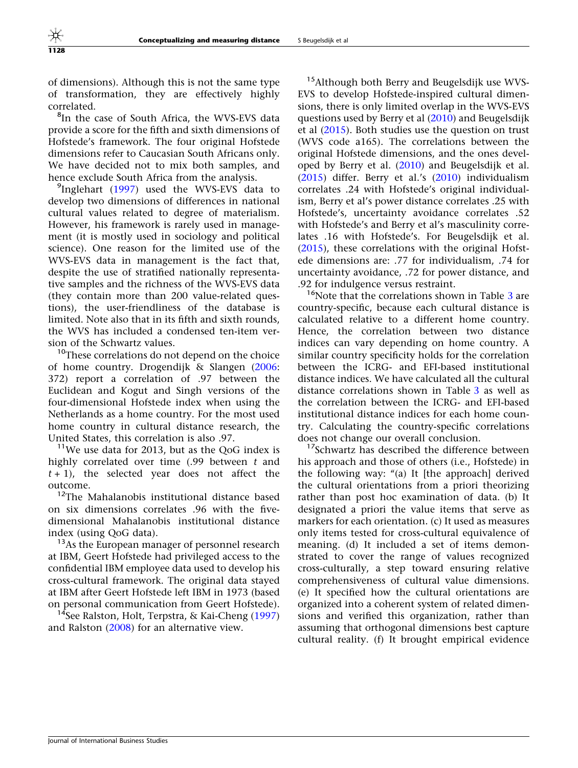of dimensions). Although this is not the same type of transformation, they are effectively highly correlated.

[8]In the case of South Africa, the WVS-EVS data provide a score for the fifth and sixth dimensions of Hofstede's framework. The four original Hofstede dimensions refer to Caucasian South Africans only. We have decided not to mix both samples, and hence exclude South Africa from the analysis.

[9]Inglehart (1997) used the WVS-EVS data to develop two dimensions of differences in national cultural values related to degree of materialism. However, his framework is rarely used in management (it is mostly used in sociology and political science). One reason for the limited use of the WVS-EVS data in management is the fact that, despite the use of stratified nationally representative samples and the richness of the WVS-EVS data (they contain more than 200 value-related questions), the user-friendliness of the database is limited. Note also that in its fifth and sixth rounds, the WVS has included a condensed ten-item version of the Schwartz values.

[10]These correlations do not depend on the choice of home country. Drogendijk & Slangen (2006: 372) report a correlation of .97 between the Euclidean and Kogut and Singh versions of the four-dimensional Hofstede index when using the Netherlands as a home country. For the most used home country in cultural distance research, the United States, this correlation is also .97.

[11]We use data for 2013, but as the QoG index is highly correlated over time (.99 between $t$ and $t+1$), the selected year does not affect the outcome.

[12]The Mahalanobis institutional distance based on six dimensions correlates .96 with the five-dimensional Mahalanobis institutional distance index (using QoG data).

[13]As the European manager of personnel research at IBM, Geert Hofstede had privileged access to the confidential IBM employee data used to develop his cross-cultural framework. The original data stayed at IBM after Geert Hofstede left IBM in 1973 (based on personal communication from Geert Hofstede).

[14]See Ralston, Holt, Terpstra, & Kai-Cheng (1997) and Ralston (2008) for an alternative view.

[15]Although both Berry and Beugelsdijk use WVS-EVS to develop Hofstede-inspired cultural dimensions, there is only limited overlap in the WVS-EVS questions used by Berry et al (2010) and Beugelsdijk et al (2015). Both studies use the question on trust (WVS code a165). The correlations between the original Hofstede dimensions, and the ones developed by Berry et al. (2010) and Beugelsdijk et al. (2015) differ. Berry et al.'s (2010) individualism correlates .24 with Hofstede's original individualism, Berry et al's power distance correlates .25 with Hofstede's, uncertainty avoidance correlates .52 with Hofstede's and Berry et al's masculinity correlates .16 with Hofstede's. For Beugelsdijk et al. (2015), these correlations with the original Hofstede dimensions are: .77 for individualism, .74 for uncertainty avoidance, .72 for power distance, and .92 for indulgence versus restraint.

[16]Note that the correlations shown in Table 3 are country-specific, because each cultural distance is calculated relative to a different home country. Hence, the correlation between two distance indices can vary depending on home country. A similar country specificity holds for the correlation between the ICRG- and EFI-based institutional distance indices. We have calculated all the cultural distance correlations shown in Table 3 as well as the correlation between the ICRG- and EFI-based institutional distance indices for each home country. Calculating the country-specific correlations does not change our overall conclusion.

[17]Schwartz has described the difference between his approach and those of others (i.e., Hofstede) in the following way: "(a) It [the approach] derived the cultural orientations from a priori theorizing rather than post hoc examination of data. (b) It designated a priori the value items that serve as markers for each orientation. (c) It used as measures only items tested for cross-cultural equivalence of meaning. (d) It included a set of items demonstrated to cover the range of values recognized cross-culturally, a step toward ensuring relative comprehensiveness of cultural value dimensions. (e) It specified how the cultural orientations are organized into a coherent system of related dimensions and verified this organization, rather than assuming that orthogonal dimensions best capture cultural reality. (f) It brought empirical evidence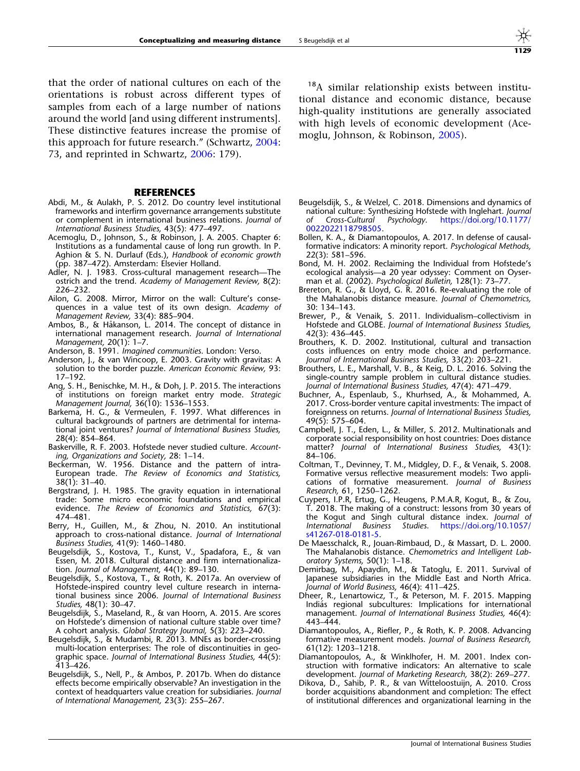that the order of national cultures on each of the orientations is robust across different types of samples from each of a large number of nations around the world [and using different instruments]. These distinctive features increase the promise of this approach for future research." (Schwartz, 2004: 73, and reprinted in Schwartz, 2006: 179).

[18]A similar relationship exists between institutional distance and economic distance, because high-quality institutions are generally associated with high levels of economic development (Acemoglu, Johnson, & Robinson, 2005).

## REFERENCES

Abdi, M., & Aulakh, P. S. 2012. Do country level institutional frameworks and interfirm governance arrangements substitute or complement in international business relations. *Journal of International Business Studies,* 43(5): 477–497.

Acemoglu, D., Johnson, S., & Robinson, J. A. 2005. Chapter 6: Institutions as a fundamental cause of long run growth. In P. Aghion & S. N. Durlauf (Eds.), *Handbook of economic growth* (pp. 387–472). Amsterdam: Elsevier Holland.

Adler, N. J. 1983. Cross-cultural management research—The ostrich and the trend. *Academy of Management Review,* 8(2): 226–232.

Ailon, G. 2008. Mirror, Mirror on the wall: Culture's consequences in a value test of its own design. *Academy of Management Review,* 33(4): 885–904.

Ambos, B., & Håkanson, L. 2014. The concept of distance in international management research. *Journal of International Management,* 20(1): 1–7.

Anderson, B. 1991. *Imagined communities*. London: Verso.

Anderson, J., & van Wincoop, E. 2003. Gravity with gravitas: A solution to the border puzzle. *American Economic Review,* 93: 17–192.

Ang, S. H., Benischke, M. H., & Doh, J. P. 2015. The interactions of institutions on foreign market entry mode. *Strategic Management Journal,* 36(10): 1536–1553.

Barkema, H. G., & Vermeulen, F. 1997. What differences in cultural backgrounds of partners are detrimental for international joint ventures? *Journal of International Business Studies,* 28(4): 854–864.

Baskerville, R. F. 2003. Hofstede never studied culture. *Accounting, Organizations and Society,* 28: 1–14.

Beckerman, W. 1956. Distance and the pattern of intra-European trade. *The Review of Economics and Statistics,* 38(1): 31–40.

Bergstrand, J. H. 1985. The gravity equation in international trade: Some micro economic foundations and empirical evidence. *The Review of Economics and Statistics,* 67(3): 474–481.

Berry, H., Guillen, M., & Zhou, N. 2010. An institutional approach to cross-national distance. *Journal of International Business Studies,* 41(9): 1460–1480.

Beugelsdijk, S., Kostova, T., Kunst, V., Spadafora, E., & van Essen, M. 2018. Cultural distance and firm internationalization. *Journal of Management,* 44(1): 89–130.

Beugelsdijk, S., Kostova, T., & Roth, K. 2017a. An overview of Hofstede-inspired country level culture research in international business since 2006. *Journal of International Business Studies,* 48(1): 30–47.

Beugelsdijk, S., Maseland, R., & van Hoorn, A. 2015. Are scores on Hofstede's dimension of national culture stable over time? A cohort analysis. *Global Strategy Journal,* 5(3): 223–240.

Beugelsdijk, S., & Mudambi, R. 2013. MNEs as border-crossing multi-location enterprises: The role of discontinuities in geographic space. *Journal of International Business Studies,* 44(5): 413–426.

Beugelsdijk, S., Nell, P., & Ambos, P. 2017b. When do distance effects become empirically observable? An investigation in the context of headquarters value creation for subsidiaries. *Journal of International Management,* 23(3): 255–267.

Beugelsdijk, S., & Welzel, C. 2018. Dimensions and dynamics of national culture: Synthesizing Hofstede with Inglehart. *Journal of Cross-Cultural Psychology*. https://doi.org/10.1177/0022022118798505.

Bollen, K. A., & Diamantopoulos, A. 2017. In defense of causal-formative indicators: A minority report. *Psychological Methods,* 22(3): 581–596.

Bond, M. H. 2002. Reclaiming the Individual from Hofstede's ecological analysis—a 20 year odyssey: Comment on Oyserman et al. (2002). *Psychological Bulletin,* 128(1): 73–77.

Brereton, R. G., & Lloyd, G. R. 2016. Re-evaluating the role of the Mahalanobis distance measure. *Journal of Chemometrics,* 30: 134–143.

Brewer, P., & Venaik, S. 2011. Individualism–collectivism in Hofstede and GLOBE. *Journal of International Business Studies,* 42(3): 436–445.

Brouthers, K. D. 2002. Institutional, cultural and transaction costs influences on entry mode choice and performance. *Journal of International Business Studies,* 33(2): 203–221.

Brouthers, L. E., Marshall, V. B., & Keig, D. L. 2016. Solving the single-country sample problem in cultural distance studies. *Journal of International Business Studies,* 47(4): 471–479.

Buchner, A., Espenlaub, S., Khurhsed, A., & Mohammed, A. 2017. Cross-border venture capital investments: The impact of foreignness on returns. *Journal of International Business Studies,* 49(5): 575–604.

Campbell, J. T., Eden, L., & Miller, S. 2012. Multinationals and corporate social responsibility on host countries: Does distance matter? *Journal of International Business Studies,* 43(1): 84–106.

Coltman, T., Devinney, T. M., Midgley, D. F., & Venaik, S. 2008. Formative versus reflective measurement models: Two applications of formative measurement. *Journal of Business Research,* 61, 1250–1262.

Cuypers, I.P.R, Ertug, G., Heugens, P.M.A.R, Kogut, B., & Zou, T. 2018. The making of a construct: lessons from 30 years of the Kogut and Singh cultural distance index. *Journal of International Business Studies*. https://doi.org/10.1057/s41267-018-0181-5.

De Maesschalck, R., Jouan-Rimbaud, D., & Massart, D. L. 2000. The Mahalanobis distance. *Chemometrics and Intelligent Laboratory Systems,* 50(1): 1–18.

Demirbag, M., Apaydin, M., & Tatoglu, E. 2011. Survival of Japanese subsidiaries in the Middle East and North Africa. *Journal of World Business,* 46(4): 411–425.

Dheer, R., Lenartowicz, T., & Peterson, M. F. 2015. Mapping Indiás regional subcultures: Implications for international management. *Journal of International Business Studies,* 46(4): 443–444.

Diamantopoulos, A., Riefler, P., & Roth, K. P. 2008. Advancing formative measurement models. *Journal of Business Research,* 61(12): 1203–1218.

Diamantopoulos, A., & Winklhofer, H. M. 2001. Index construction with formative indicators: An alternative to scale development. *Journal of Marketing Research,* 38(2): 269–277.

Dikova, D., Sahib, P. R., & van Witteloostuijn, A. 2010. Cross border acquisitions abandonment and completion: The effect of institutional differences and organizational learning in the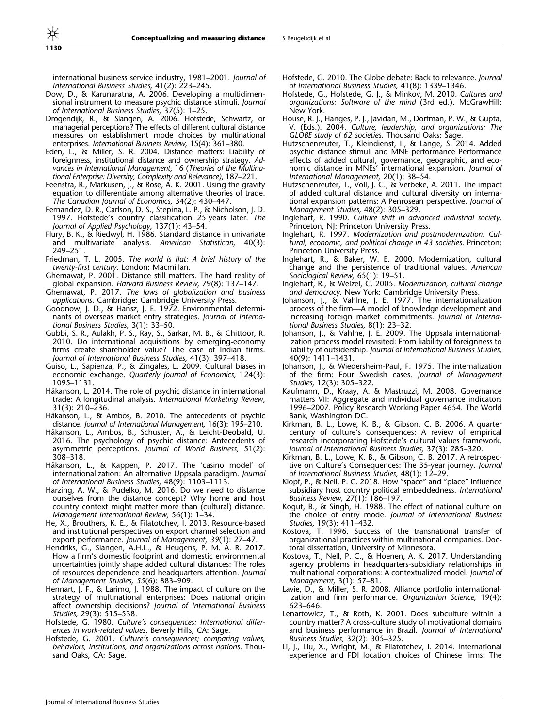international business service industry, 1981–2001. *Journal of International Business Studies,* 41(2): 223–245.

Dow, D., & Karunaratna, A. 2006. Developing a multidimensional instrument to measure psychic distance stimuli. *Journal of International Business Studies,* 37(5): 1–25.

Drogendijk, R., & Slangen, A. 2006. Hofstede, Schwartz, or managerial perceptions? The effects of different cultural distance measures on establishment mode choices by multinational enterprises. *International Business Review,* 15(4): 361–380.

Eden, L., & Miller, S. R. 2004. Distance matters: Liability of foreignness, institutional distance and ownership strategy. *Advances in International Management*, 16 (*Theories of the Multinational Enterprise: Diversity, Complexity and Relevance)*, 187–221.

Feenstra, R., Markusen, J., & Rose, A. K. 2001. Using the gravity equation to differentiate among alternative theories of trade. *The Canadian Journal of Economics,* 34(2): 430–447.

Fernandez, D. R., Carlson, D. S., Stepina, L. P., & Nicholson, J. D. 1997. Hofstede's country classification 25 years later. *The Journal of Applied Psychology,* 137(1): 43–54.

Flury, B. K., & Riedwyl, H. 1986. Standard distance in univariate and multivariate analysis. *American Statistican,* 40(3): 249–251.

Friedman, T. L. 2005. *The world is flat: A brief history of the twenty-first century.* London: Macmillan.

Ghemawat, P. 2001. Distance still matters. The hard reality of global expansion. *Harvard Business Review,* 79(8): 137–147.

Ghemawat, P. 2017. *The laws of globalization and business applications*. Cambridge: Cambridge University Press.

Goodnow, J. D., & Hansz, J. E. 1972. Environmental determinants of overseas market entry strategies. *Journal of International Business Studies,* 3(1): 33–50.

Gubbi, S. R., Aulakh, P. S., Ray, S., Sarkar, M. B., & Chittoor, R. 2010. Do international acquisitions by emerging-economy firms create shareholder value? The case of Indian firms. *Journal of International Business Studies,* 41(3): 397–418.

Guiso, L., Sapienza, P., & Zingales, L. 2009. Cultural biases in economic exchange. *Quarterly Journal of Economics,* 124(3): 1095–1131.

Håkanson, L. 2014. The role of psychic distance in international trade: A longitudinal analysis. *International Marketing Review,* 31(3): 210–236.

Håkanson, L., & Ambos, B. 2010. The antecedents of psychic distance. *Journal of International Management,* 16(3): 195–210.

Håkanson, L., Ambos, B., Schuster, A., & Leicht-Deobald, U. 2016. The psychology of psychic distance: Antecedents of asymmetric perceptions. *Journal of World Business,* 51(2): 308–318.

Håkanson, L., & Kappen, P. 2017. The 'casino model' of internationalization: An alternative Uppsala paradigm. *Journal of International Business Studies,* 48(9): 1103–1113.

Harzing, A. W., & Pudelko, M. 2016. Do we need to distance ourselves from the distance concept? Why home and host country context might matter more than (cultural) distance. *Management International Review,* 56(1): 1–34.

He, X., Brouthers, K. E., & Filatotchev, I. 2013. Resource-based and institutional perspectives on export channel selection and export performance. *Journal of Management, 39*(1): 27–47.

Hendriks, G., Slangen, A.H.L., & Heugens, P. M. A. R. 2017. How a firm's domestic footprint and domestic environmental uncertainties jointly shape added cultural distances: The roles of resources dependence and headquarters attention. *Journal of Management Studies, 55*(6): 883–909.

Hennart, J. F., & Larimo, J. 1988. The impact of culture on the strategy of multinational enterprises: Does national origin affect ownership decisions? *Journal of International Business Studies,* 29(3): 515–538.

Hofstede, G. 1980. *Culture's consequences: International differences in work-related values.* Beverly Hills, CA: Sage.

Hofstede, G. 2001. *Culture's consequences; comparing values, behaviors, institutions, and organizations across nations*. Thousand Oaks, CA: Sage.

Hofstede, G. 2010. The Globe debate: Back to relevance. *Journal of International Business Studies,* 41(8): 1339–1346.

Hofstede, G., Hofstede, G. J., & Minkov, M. 2010. *Cultures and organizations: Software of the mind* (3rd ed.). McGrawHill: New York.

House, R. J., Hanges, P. J., Javidan, M., Dorfman, P. W., & Gupta, V. (Eds.). 2004. *Culture, leadership, and organizations: The GLOBE study of 62 societies*. Thousand Oaks: Sage.

Hutzschenreuter, T., Kleindienst, I., & Lange, S. 2014. Added psychic distance stimuli and MNE performance Performance effects of added cultural, governance, geographic, and economic distance in MNEs' international expansion. *Journal of International Management,* 20(1): 38–54.

Hutzschenreuter, T., Voll, J. C., & Verbeke, A. 2011. The impact of added cultural distance and cultural diversity on international expansion patterns: A Penrosean perspective. *Journal of Management Studies,* 48(2): 305–329.

Inglehart, R. 1990. *Culture shift in advanced industrial society*. Princeton, NJ: Princeton University Press.

Inglehart, R. 1997. *Modernization and postmodernization: Cultural, economic, and political change in 43 societies*. Princeton: Princeton University Press.

Inglehart, R., & Baker, W. E. 2000. Modernization, cultural change and the persistence of traditional values. *American Sociological Review,* 65(1): 19–51.

Inglehart, R., & Welzel, C. 2005. *Modernization, cultural change and democracy*. New York: Cambridge University Press.

Johanson, J., & Vahlne, J. E. 1977. The internationalization process of the firm—A model of knowledge development and increasing foreign market commitments. *Journal of International Business Studies,* 8(1): 23–32.

Johanson, J., & Vahlne, J. E. 2009. The Uppsala internationalization process model revisited: From liability of foreignness to liability of outsidership. *Journal of International Business Studies,* 40(9): 1411–1431.

Johanson, J., & Wiedersheim-Paul, F. 1975. The internalization of the firm: Four Swedish cases. *Journal of Management Studies,* 12(3): 305–322.

Kaufmann, D., Kraay, A. & Mastruzzi, M. 2008. Governance matters VII: Aggregate and individual governance indicators 1996–2007. Policy Research Working Paper 4654. The World Bank, Washington DC.

Kirkman, B. L., Lowe, K. B., & Gibson, C. B. 2006. A quarter century of culture's consequences: A review of empirical research incorporating Hofstede's cultural values framework. *Journal of International Business Studies,* 37(3): 285–320.

Kirkman, B. L., Lowe, K. B., & Gibson, C. B. 2017. A retrospective on Culture's Consequences: The 35-year journey. *Journal of International Business Studies,* 48(1): 12–29.

Klopf, P., & Nell, P. C. 2018. How "space" and "place" influence subsidiary host country political embeddedness. *International Business Review,* 27(1): 186–197.

Kogut, B., & Singh, H. 1988. The effect of national culture on the choice of entry mode. *Journal of International Business Studies,* 19(3): 411–432.

Kostova, T. 1996. Success of the transnational transfer of organizational practices within multinational companies. Doctoral dissertation, University of Minnesota.

Kostova, T., Nell, P. C., & Hoenen, A. K. 2017. Understanding agency problems in headquarters-subsidiary relationships in multinational corporations: A contextualized model. *Journal of Management,* 3(1): 57–81.

Lavie, D., & Miller, S. R. 2008. Alliance portfolio internationalization and firm performance. *Organization Science,* 19(4): 623–646.

Lenartowicz, T., & Roth, K. 2001. Does subculture within a country matter? A cross-culture study of motivational domains and business performance in Brazil. *Journal of International Business Studies,* 32(2): 305–325.

Li, J., Liu, X., Wright, M., & Filatotchev, I. 2014. International experience and FDI location choices of Chinese firms: The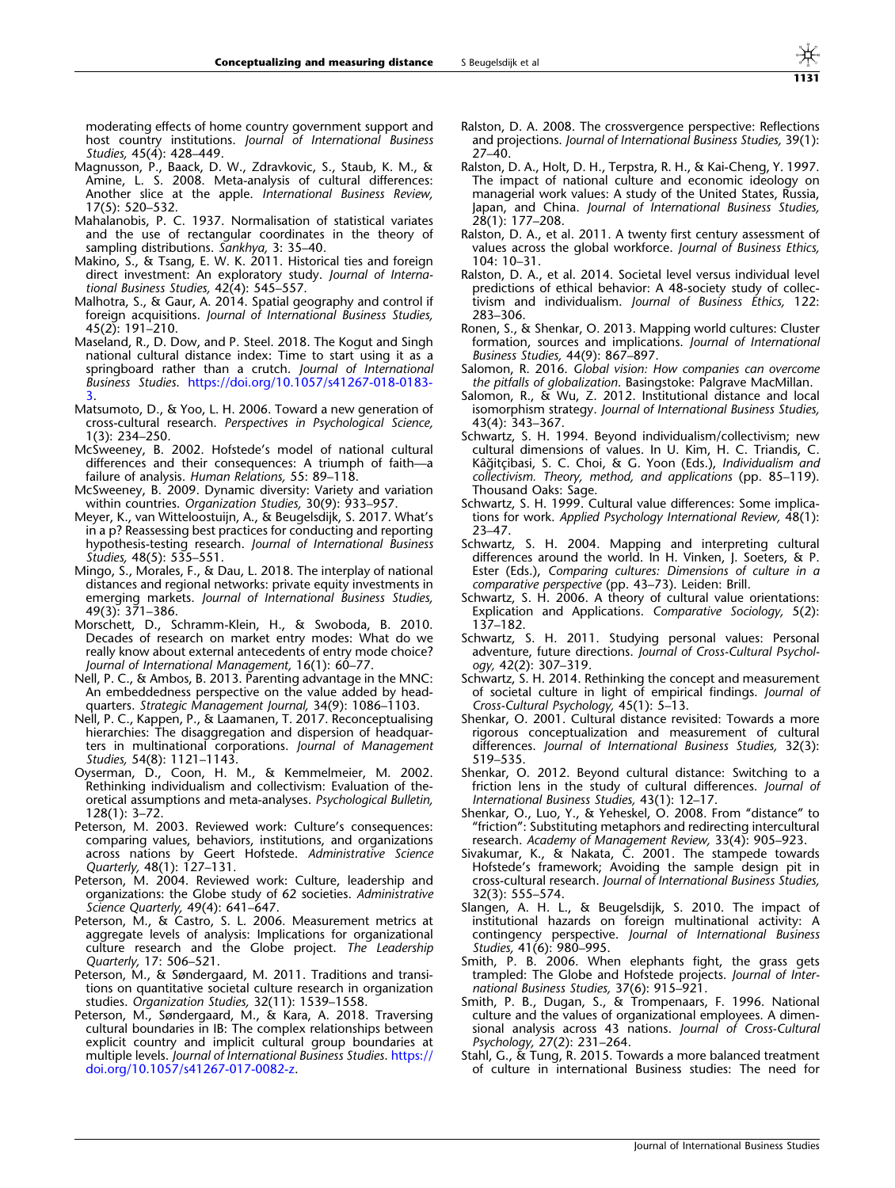moderating effects of home country government support and host country institutions. *Journal of International Business Studies,* 45(4): 428–449.

Magnusson, P., Baack, D. W., Zdravkovic, S., Staub, K. M., & Amine, L. S. 2008. Meta-analysis of cultural differences: Another slice at the apple. *International Business Review,* 17(5): 520–532.

Mahalanobis, P. C. 1937. Normalisation of statistical variates and the use of rectangular coordinates in the theory of sampling distributions. *Sankhya,* 3: 35–40.

Makino, S., & Tsang, E. W. K. 2011. Historical ties and foreign direct investment: An exploratory study. *Journal of International Business Studies,* 42(4): 545–557.

Malhotra, S., & Gaur, A. 2014. Spatial geography and control if foreign acquisitions. *Journal of International Business Studies,* 45(2): 191–210.

Maseland, R., D. Dow, and P. Steel. 2018. The Kogut and Singh national cultural distance index: Time to start using it as a springboard rather than a crutch. *Journal of International Business Studies*. https://doi.org/10.1057/s41267-018-0183-3.

Matsumoto, D., & Yoo, L. H. 2006. Toward a new generation of cross-cultural research. *Perspectives in Psychological Science,* 1(3): 234–250.

McSweeney, B. 2002. Hofstede's model of national cultural differences and their consequences: A triumph of faith—a failure of analysis. *Human Relations,* 55: 89–118.

McSweeney, B. 2009. Dynamic diversity: Variety and variation within countries. *Organization Studies,* 30(9): 933–957.

Meyer, K., van Witteloostuijn, A., & Beugelsdijk, S. 2017. What's in a p? Reassessing best practices for conducting and reporting hypothesis-testing research. *Journal of International Business Studies,* 48(5): 535–551.

Mingo, S., Morales, F., & Dau, L. 2018. The interplay of national distances and regional networks: private equity investments in emerging markets. *Journal of International Business Studies,* 49(3): 371–386.

Morschett, D., Schramm-Klein, H., & Swoboda, B. 2010. Decades of research on market entry modes: What do we really know about external antecedents of entry mode choice? *Journal of International Management,* 16(1): 60–77.

Nell, P. C., & Ambos, B. 2013. Parenting advantage in the MNC: An embeddedness perspective on the value added by headquarters. *Strategic Management Journal,* 34(9): 1086–1103.

Nell, P. C., Kappen, P., & Laamanen, T. 2017. Reconceptualising hierarchies: The disaggregation and dispersion of headquarters in multinational corporations. *Journal of Management Studies,* 54(8): 1121–1143.

Oyserman, D., Coon, H. M., & Kemmelmeier, M. 2002. Rethinking individualism and collectivism: Evaluation of theoretical assumptions and meta-analyses. *Psychological Bulletin,* 128(1): 3–72.

Peterson, M. 2003. Reviewed work: Culture's consequences: comparing values, behaviors, institutions, and organizations across nations by Geert Hofstede. *Administrative Science Quarterly,* 48(1): 127–131.

Peterson, M. 2004. Reviewed work: Culture, leadership and organizations: the Globe study of 62 societies. *Administrative Science Quarterly,* 49(4): 641–647.

Peterson, M., & Castro, S. L. 2006. Measurement metrics at aggregate levels of analysis: Implications for organizational culture research and the Globe project. *The Leadership Quarterly,* 17: 506–521.

Peterson, M., & Søndergaard, M. 2011. Traditions and transitions on quantitative societal culture research in organization studies. *Organization Studies,* 32(11): 1539–1558.

Peterson, M., Søndergaard, M., & Kara, A. 2018. Traversing cultural boundaries in IB: The complex relationships between explicit country and implicit cultural group boundaries at multiple levels. *Journal of International Business Studies*. https://doi.org/10.1057/s41267-017-0082-z.

Ralston, D. A. 2008. The crossvergence perspective: Reflections and projections. *Journal of International Business Studies,* 39(1): 27–40.

Ralston, D. A., Holt, D. H., Terpstra, R. H., & Kai-Cheng, Y. 1997. The impact of national culture and economic ideology on managerial work values: A study of the United States, Russia, Japan, and China. *Journal of International Business Studies,* 28(1): 177–208.

Ralston, D. A., et al. 2011. A twenty first century assessment of values across the global workforce. *Journal of Business Ethics,* 104: 10–31.

Ralston, D. A., et al. 2014. Societal level versus individual level predictions of ethical behavior: A 48-society study of collectivism and individualism. *Journal of Business Ethics,* 122: 283–306.

Ronen, S., & Shenkar, O. 2013. Mapping world cultures: Cluster formation, sources and implications. *Journal of International Business Studies,* 44(9): 867–897.

Salomon, R. 2016. *Global vision: How companies can overcome the pitfalls of globalization*. Basingstoke: Palgrave MacMillan.

Salomon, R., & Wu, Z. 2012. Institutional distance and local isomorphism strategy. *Journal of International Business Studies,* 43(4): 343–367.

Schwartz, S. H. 1994. Beyond individualism/collectivism; new cultural dimensions of values. In U. Kim, H. C. Triandis, C. Kâğitçibasi, S. C. Choi, & G. Yoon (Eds.), *Individualism and collectivism. Theory, method, and applications* (pp. 85–119). Thousand Oaks: Sage.

Schwartz, S. H. 1999. Cultural value differences: Some implications for work. *Applied Psychology International Review,* 48(1): 23–47.

Schwartz, S. H. 2004. Mapping and interpreting cultural differences around the world. In H. Vinken, J. Soeters, & P. Ester (Eds.), *Comparing cultures: Dimensions of culture in a comparative perspective* (pp. 43–73). Leiden: Brill.

Schwartz, S. H. 2006. A theory of cultural value orientations: Explication and Applications. *Comparative Sociology,* 5(2): 137–182.

Schwartz, S. H. 2011. Studying personal values: Personal adventure, future directions. *Journal of Cross-Cultural Psychology,* 42(2): 307–319.

Schwartz, S. H. 2014. Rethinking the concept and measurement of societal culture in light of empirical findings. *Journal of Cross-Cultural Psychology,* 45(1): 5–13.

Shenkar, O. 2001. Cultural distance revisited: Towards a more rigorous conceptualization and measurement of cultural differences. *Journal of International Business Studies,* 32(3): 519–535.

Shenkar, O. 2012. Beyond cultural distance: Switching to a friction lens in the study of cultural differences. *Journal of International Business Studies,* 43(1): 12–17.

Shenkar, O., Luo, Y., & Yeheskel, O. 2008. From "distance" to "friction": Substituting metaphors and redirecting intercultural research. *Academy of Management Review,* 33(4): 905–923.

Sivakumar, K., & Nakata, C. 2001. The stampede towards Hofstede's framework; Avoiding the sample design pit in cross-cultural research. *Journal of International Business Studies,* 32(3): 555–574.

Slangen, A. H. L., & Beugelsdijk, S. 2010. The impact of institutional hazards on foreign multinational activity: A contingency perspective. *Journal of International Business Studies,* 41(6): 980–995.

Smith, P. B. 2006. When elephants fight, the grass gets trampled: The Globe and Hofstede projects. *Journal of International Business Studies,* 37(6): 915–921.

Smith, P. B., Dugan, S., & Trompenaars, F. 1996. National culture and the values of organizational employees. A dimensional analysis across 43 nations. *Journal of Cross-Cultural Psychology,* 27(2): 231–264.

Stahl, G., & Tung, R. 2015. Towards a more balanced treatment of culture in international Business studies: The need for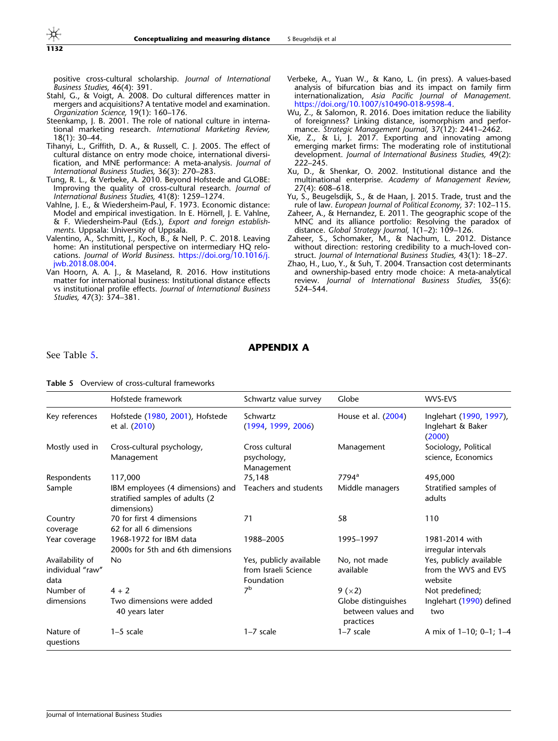positive cross-cultural scholarship. *Journal of International Business Studies,* 46(4): 391.

Stahl, G., & Voigt, A. 2008. Do cultural differences matter in mergers and acquisitions? A tentative model and examination. *Organization Science,* 19(1): 160–176.

Steenkamp, J. B. 2001. The role of national culture in international marketing research. *International Marketing Review,* 18(1): 30–44.

Tihanyi, L., Griffith, D. A., & Russell, C. J. 2005. The effect of cultural distance on entry mode choice, international diversification, and MNE performance: A meta-analysis. *Journal of International Business Studies,* 36(3): 270–283.

Tung, R. L., & Verbeke, A. 2010. Beyond Hofstede and GLOBE: Improving the quality of cross-cultural research. *Journal of International Business Studies,* 41(8): 1259–1274.

Vahlne, J. E., & Wiedersheim-Paul, F. 1973. Economic distance: Model and empirical investigation. In E. Hörnell, J. E. Vahlne, & F. Wiedersheim-Paul (Eds.), *Export and foreign establishments.* Uppsala: University of Uppsala.

Valentino, A., Schmitt, J., Koch, B., & Nell, P. C. 2018. Leaving home: An institutional perspective on intermediary HQ relocations. *Journal of World Business.* https://doi.org/10.1016/j.jwb.2018.08.004.

Van Hoorn, A. A. J., & Maseland, R. 2016. How institutions matter for international business: Institutional distance effects vs institutional profile effects. *Journal of International Business Studies,* 47(3): 374–381.

Verbeke, A., Yuan W., & Kano, L. (in press). A values-based analysis of bifurcation bias and its impact on family firm internationalization, *Asia Pacific Journal of Management.* https://doi.org/10.1007/s10490-018-9598-4.

Wu, Z., & Salomon, R. 2016. Does imitation reduce the liability of foreignness? Linking distance, isomorphism and performance. *Strategic Management Journal,* 37(12): 2441–2462.

Xie, Z., & Li, J. 2017. Exporting and innovating among emerging market firms: The moderating role of institutional development. *Journal of International Business Studies,* 49(2): 222–245.

Xu, D., & Shenkar, O. 2002. Institutional distance and the multinational enterprise. *Academy of Management Review,* 27(4): 608–618.

Yu, S., Beugelsdijk, S., & de Haan, J. 2015. Trade, trust and the rule of law. *European Journal of Political Economy,* 37: 102–115.

Zaheer, A., & Hernandez, E. 2011. The geographic scope of the MNC and its alliance portfolio: Resolving the paradox of distance. *Global Strategy Journal,* 1(1–2): 109–126.

Zaheer, S., Schomaker, M., & Nachum, L. 2012. Distance without direction: restoring credibility to a much-loved construct. *Journal of International Business Studies,* 43(1): 18–27.

Zhao, H., Luo, Y., & Suh, T. 2004. Transaction cost determinants and ownership-based entry mode choice: A meta-analytical review. *Journal of International Business Studies,* 35(6): 524–544.

## APPENDIX A

See Table 5.

**Table 5** Overview of cross-cultural frameworks

| | Hofstede framework | Schwartz value survey | Globe | WVS-EVS |
|---|---|---|---|---|
| Key references | Hofstede (1980, 2001), Hofstede et al. (2010) | Schwartz (1994, 1999, 2006) | House et al. (2004) | Inglehart (1990, 1997), Inglehart & Baker (2000) |
| Mostly used in | Cross-cultural psychology, Management | Cross cultural psychology, Management | Management | Sociology, Political science, Economics |
| Respondents | 117,000 | 75,148 | 7794[a] | 495,000 |
| Sample | IBM employees (4 dimensions) and stratified samples of adults (2 dimensions) | Teachers and students | Middle managers | Stratified samples of adults |
| Country coverage | 70 for first 4 dimensions<br>62 for all 6 dimensions | 71 | 58 | 110 |
| Year coverage | 1968-1972 for IBM data<br>2000s for 5th and 6th dimensions | 1988–2005 | 1995–1997 | 1981-2014 with irregular intervals |
| Availability of individual "raw" data | No | Yes, publicly available from Israeli Science Foundation | No, not made available | Yes, publicly available from the WVS and EVS website |
| Number of dimensions | 4 + 2<br>Two dimensions were added 40 years later | 7[b] | 9 (×2)<br>Globe distinguishes between values and practices | Not predefined;<br>Inglehart (1990) defined two |
| Nature of questions | 1–5 scale | 1–7 scale | 1–7 scale | A mix of 1–10; 0–1; 1–4 |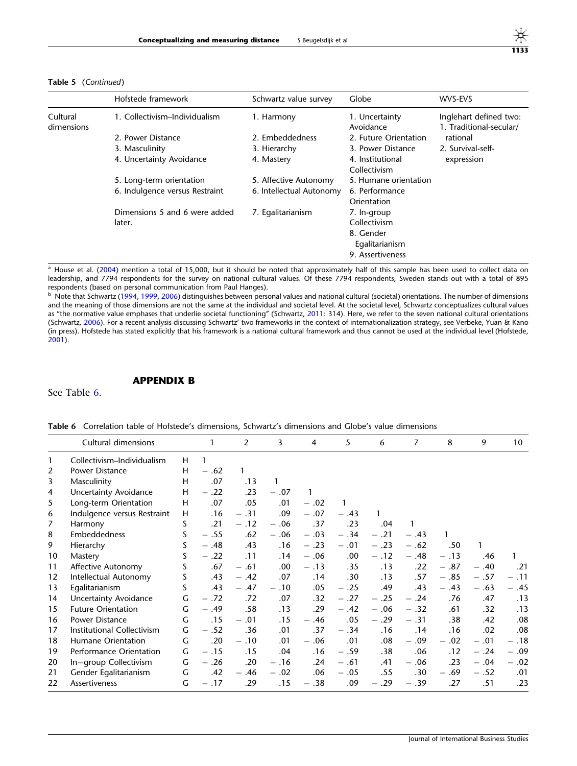**Table 5** (*Continued*)

| | Hofstede framework | Schwartz value survey | Globe | WVS-EVS |
|---|---|---|---|---|
| Cultural dimensions | 1. Collectivism–Individualism | 1. Harmony | 1. Uncertainty Avoidance | Inglehart defined two: 1. Traditional-secular/rational |
| | 2. Power Distance | 2. Embeddedness | 2. Future Orientation | 2. Survival-self-expression |
| | 3. Masculinity | 3. Hierarchy | 3. Power Distance | |
| | 4. Uncertainty Avoidance | 4. Mastery | 4. Institutional Collectivism | |
| | 5. Long-term orientation | 5. Affective Autonomy | 5. Humane orientation | |
| | 6. Indulgence versus Restraint | 6. Intellectual Autonomy | 6. Performance Orientation | |
| | Dimensions 5 and 6 were added later. | 7. Egalitarianism | 7. In-group Collectivism | |
| | | | 8. Gender Egalitarianism | |
| | | | 9. Assertiveness | |

[a] House et al. (2004) mention a total of 15,000, but it should be noted that approximately half of this sample has been used to collect data on leadership, and 7794 respondents for the survey on national cultural values. Of these 7794 respondents, Sweden stands out with a total of 895 respondents (based on personal communication from Paul Hanges).

[b] Note that Schwartz (1994, 1999, 2006) distinguishes between personal values and national cultural (societal) orientations. The number of dimensions and the meaning of those dimensions are not the same at the individual and societal level. At the societal level, Schwartz conceptualizes cultural values as "the normative value emphases that underlie societal functioning" (Schwartz, 2011: 314). Here, we refer to the seven national cultural orientations (Schwartz, 2006). For a recent analysis discussing Schwartz' two frameworks in the context of internationalization strategy, see Verbeke, Yuan & Kano (in press). Hofstede has stated explicitly that his framework is a national cultural framework and thus cannot be used at the individual level (Hofstede, 2001).

## APPENDIX B

See Table 6.

**Table 6** Correlation table of Hofstede's dimensions, Schwartz's dimensions and Globe's value dimensions

| | Cultural dimensions | | 1 | 2 | 3 | 4 | 5 | 6 | 7 | 8 | 9 | 10 |
|---|---|---|---|---|---|---|---|---|---|---|---|---|
| 1 | Collectivism–Individualism | H | 1 | | | | | | | | | |
| 2 | Power Distance | H | −.62 | 1 | | | | | | | | |
| 3 | Masculinity | H | .07 | .13 | 1 | | | | | | | |
| 4 | Uncertainty Avoidance | H | −.22 | .23 | −.07 | 1 | | | | | | |
| 5 | Long-term Orientation | H | .07 | .05 | .01 | −.02 | 1 | | | | | |
| 6 | Indulgence versus Restraint | H | .16 | −.31 | .09 | −.07 | −.43 | 1 | | | | |
| 7 | Harmony | S | .21 | −.12 | −.06 | .37 | .23 | .04 | 1 | | | |
| 8 | Embeddedness | S | −.55 | .62 | −.06 | −.03 | −.34 | −.21 | −.43 | 1 | | |
| 9 | Hierarchy | S | −.48 | .43 | .16 | −.23 | −.01 | −.23 | −.62 | .50 | 1 | |
| 10 | Mastery | S | −.22 | .11 | .14 | −.06 | .00 | −.12 | −.48 | −.13 | .46 | 1 |
| 11 | Affective Autonomy | S | .67 | −.61 | .00 | −.13 | .35 | .13 | .22 | −.87 | −.40 | .21 |
| 12 | Intellectual Autonomy | S | .43 | −.42 | .07 | .14 | .30 | .13 | .57 | −.85 | −.57 | −.11 |
| 13 | Egalitarianism | S | .43 | −.47 | −.10 | .05 | −.25 | .49 | .43 | −.43 | −.63 | −.45 |
| 14 | Uncertainty Avoidance | G | −.72 | .72 | .07 | .32 | −.27 | −.25 | −.24 | .76 | .47 | .13 |
| 15 | Future Orientation | G | −.49 | .58 | .13 | .29 | −.42 | −.06 | −.32 | .61 | .32 | .13 |
| 16 | Power Distance | G | .15 | −.01 | .15 | −.46 | .05 | −.29 | −.31 | .38 | .42 | .08 |
| 17 | Institutional Collectivism | G | −.52 | .36 | .01 | .37 | −.34 | .16 | .14 | .16 | .02 | .08 |
| 18 | Humane Orientation | G | .20 | −.10 | .01 | −.06 | .01 | .08 | −.09 | −.02 | −.01 | −.18 |
| 19 | Performance Orientation | G | −.15 | .15 | .04 | .16 | −.59 | .38 | .06 | .12 | −.24 | −.09 |
| 20 | In−group Collectivism | G | −.26 | .20 | −.16 | .24 | −.61 | .41 | −.06 | .23 | −.04 | −.02 |
| 21 | Gender Egalitarianism | G | .42 | −.46 | −.02 | .06 | −.05 | .55 | .30 | −.69 | −.52 | .01 |
| 22 | Assertiveness | G | −.17 | .29 | .15 | −.38 | .09 | −.29 | −.39 | .27 | .51 | .23 |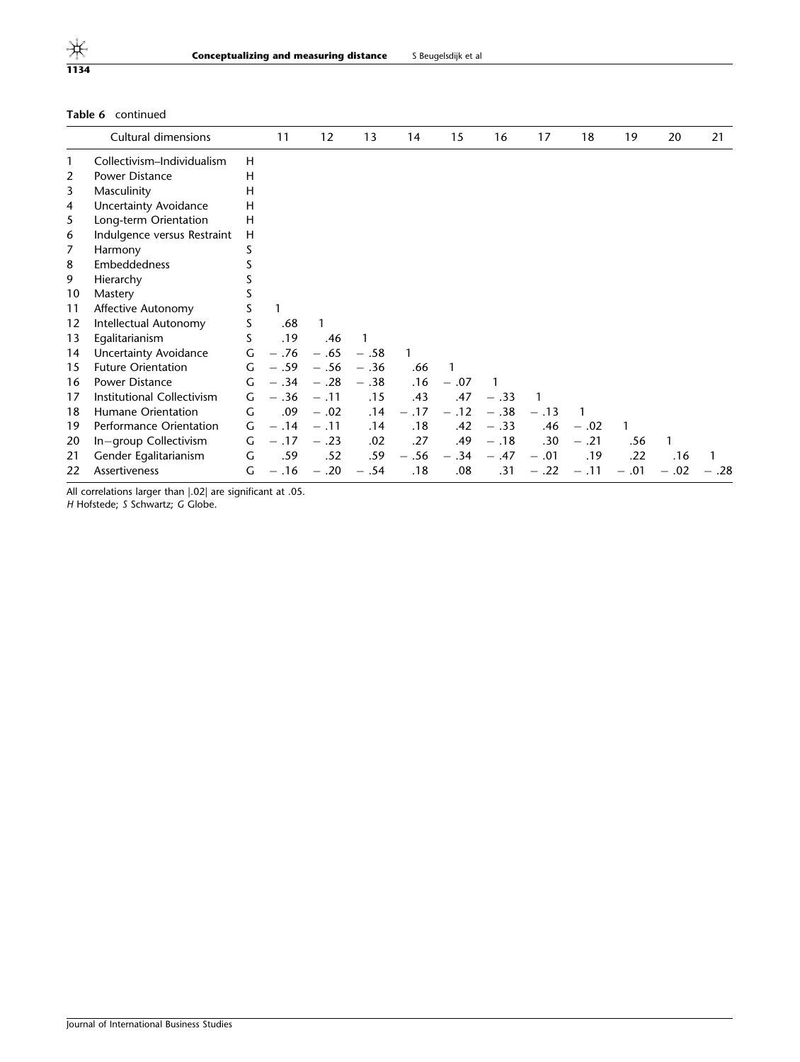**Table 6** continued

| | Cultural dimensions | | 11 | 12 | 13 | 14 | 15 | 16 | 17 | 18 | 19 | 20 | 21 |
|---|---|---|---|---|---|---|---|---|---|---|---|---|---|
| 1 | Collectivism–Individualism | H | | | | | | | | | | | |
| 2 | Power Distance | H | | | | | | | | | | | |
| 3 | Masculinity | H | | | | | | | | | | | |
| 4 | Uncertainty Avoidance | H | | | | | | | | | | | |
| 5 | Long-term Orientation | H | | | | | | | | | | | |
| 6 | Indulgence versus Restraint | H | | | | | | | | | | | |
| 7 | Harmony | S | | | | | | | | | | | |
| 8 | Embeddedness | S | | | | | | | | | | | |
| 9 | Hierarchy | S | | | | | | | | | | | |
| 10 | Mastery | S | | | | | | | | | | | |
| 11 | Affective Autonomy | S | 1 | | | | | | | | | | |
| 12 | Intellectual Autonomy | S | .68 | 1 | | | | | | | | | |
| 13 | Egalitarianism | S | .19 | .46 | 1 | | | | | | | | |
| 14 | Uncertainty Avoidance | G | − .76 | − .65 | − .58 | 1 | | | | | | | |
| 15 | Future Orientation | G | − .59 | − .56 | − .36 | .66 | 1 | | | | | | |
| 16 | Power Distance | G | − .34 | − .28 | − .38 | .16 | − .07 | 1 | | | | | |
| 17 | Institutional Collectivism | G | − .36 | − .11 | .15 | .43 | .47 | − .33 | 1 | | | | |
| 18 | Humane Orientation | G | .09 | − .02 | .14 | − .17 | − .12 | − .38 | − .13 | 1 | | | |
| 19 | Performance Orientation | G | − .14 | − .11 | .14 | .18 | .42 | − .33 | .46 | − .02 | 1 | | |
| 20 | In−group Collectivism | G | − .17 | − .23 | .02 | .27 | .49 | − .18 | .30 | − .21 | .56 | 1 | |
| 21 | Gender Egalitarianism | G | .59 | .52 | .59 | − .56 | − .34 | − .47 | − .01 | .19 | .22 | .16 | 1 |
| 22 | Assertiveness | G | − .16 | − .20 | − .54 | .18 | .08 | .31 | − .22 | − .11 | − .01 | − .02 | − .28 |

All correlations larger than |.02| are significant at .05.
*H* Hofstede; *S* Schwartz; *G* Globe.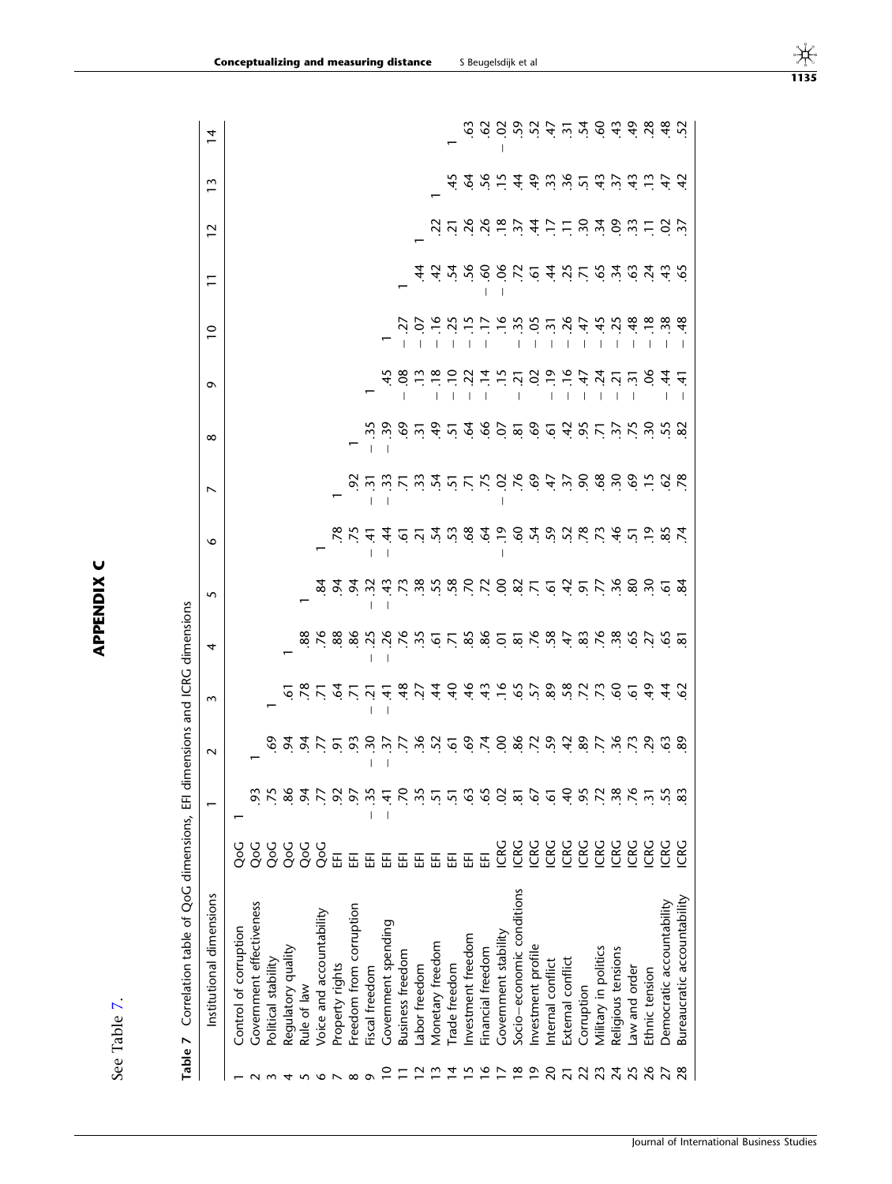## APPENDIX C

See Table 7.

**Table 7** Correlation table of QoG dimensions, EFI dimensions and ICRG dimensions

| | Institutional dimensions | | 1 | 2 | 3 | 4 | 5 | 6 | 7 | 8 | 9 | 10 | 11 | 12 | 13 | 14 |
|---|---|---|---|---|---|---|---|---|---|---|---|---|---|---|---|---|
| 1 | Control of corruption | QoG | 1 | | | | | | | | | | | | | |
| 2 | Government effectiveness | QoG | .93 | 1 | | | | | | | | | | | | |
| 3 | Political stability | QoG | .75 | .69 | 1 | | | | | | | | | | | |
| 4 | Regulatory quality | QoG | .86 | .94 | .61 | 1 | | | | | | | | | | |
| 5 | Rule of law | QoG | .94 | .94 | .78 | .88 | 1 | | | | | | | | | |
| 6 | Voice and accountability | QoG | .77 | .77 | .71 | .76 | .84 | 1 | | | | | | | | |
| 7 | Property rights | EFI | .92 | .91 | .64 | .88 | .94 | .78 | 1 | | | | | | | |
| 8 | Freedom from corruption | EFI | .97 | .93 | .71 | .86 | .94 | .75 | .92 | 1 | | | | | | |
| 9 | Fiscal freedom | EFI | −.35 | −.30 | −.21 | −.25 | −.32 | −.41 | −.31 | −.35 | 1 | | | | | |
| 10 | Government spending | EFI | −.41 | −.37 | −.41 | −.26 | −.43 | −.44 | −.33 | −.39 | .45 | 1 | | | | |
| 11 | Business freedom | EFI | .70 | .77 | .48 | .76 | .73 | .61 | .71 | .69 | −.08 | −.27 | 1 | | | |
| 12 | Labor freedom | EFI | .35 | .36 | .27 | .35 | .38 | .21 | .33 | .31 | .13 | −.07 | .44 | 1 | | |
| 13 | Monetary freedom | EFI | .51 | .52 | .44 | .61 | .55 | .54 | .54 | .49 | −.18 | −.16 | .42 | .22 | 1 | |
| 14 | Trade freedom | EFI | .51 | .61 | .40 | .71 | .58 | .53 | .51 | .51 | −.10 | −.25 | .54 | .21 | .45 | 1 |
| 15 | Investment freedom | EFI | .63 | .69 | .46 | .85 | .70 | .68 | .71 | .64 | −.22 | −.15 | .56 | .26 | .64 | .63 |
| 16 | Financial freedom | EFI | .65 | .74 | .43 | .86 | .72 | .64 | .75 | .66 | −.14 | −.17 | −.60 | .26 | .56 | .62 |
| 17 | Government stability | ICRG | .02 | .00 | .16 | .01 | .00 | −.19 | −.02 | .07 | .15 | .16 | −.06 | .18 | .15 | −.02 |
| 18 | Socio–economic conditions | ICRG | .81 | .86 | .65 | .81 | .82 | .60 | .76 | .81 | −.21 | −.35 | .72 | .37 | .44 | .59 |
| 19 | Investment profile | ICRG | .67 | .72 | .57 | .76 | .71 | .54 | .69 | .69 | .02 | −.05 | .61 | .44 | .49 | .52 |
| 20 | Internal conflict | ICRG | .61 | .59 | .89 | .58 | .61 | .59 | .47 | .61 | −.19 | −.31 | .44 | .17 | .33 | .47 |
| 21 | External conflict | ICRG | .40 | .42 | .58 | .47 | .42 | .52 | .37 | .42 | −.16 | −.26 | .25 | .11 | .36 | .31 |
| 22 | Corruption | ICRG | .95 | .89 | .72 | .83 | .91 | .78 | .90 | .95 | −.47 | −.47 | .71 | .30 | .51 | .54 |
| 23 | Military in politics | ICRG | .72 | .77 | .73 | .76 | .77 | .73 | .68 | .71 | −.24 | −.45 | .65 | .34 | .43 | .60 |
| 24 | Religious tensions | ICRG | .38 | .36 | .60 | .38 | .36 | .46 | .30 | .37 | −.21 | −.25 | .34 | .09 | .37 | .43 |
| 25 | Law and order | ICRG | .76 | .73 | .61 | .65 | .80 | .51 | .69 | .75 | −.31 | −.48 | .63 | .33 | .43 | .49 |
| 26 | Ethnic tension | ICRG | .31 | .29 | .49 | .27 | .30 | .19 | .15 | .30 | .06 | −.18 | .24 | .11 | .13 | .28 |
| 27 | Democratic accountability | ICRG | .55 | .63 | .44 | .65 | .61 | .85 | .62 | .55 | −.44 | −.38 | .43 | .02 | .47 | .48 |
| 28 | Bureaucratic accountability | ICRG | .83 | .89 | .62 | .81 | .84 | .74 | .78 | .82 | −.41 | −.48 | .65 | .37 | .42 | .52 |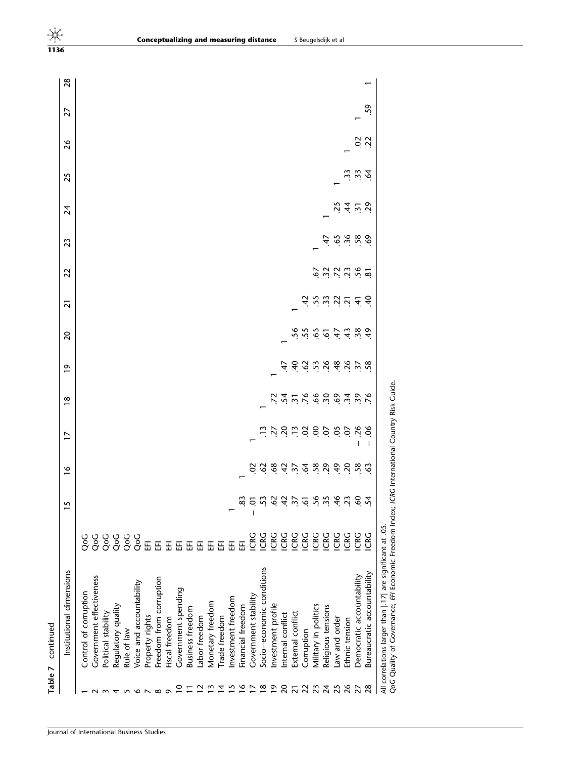**Table 7** continued

| | Institutional dimensions | | 15 | 16 | 17 | 18 | 19 | 20 | 21 | 22 | 23 | 24 | 25 | 26 | 27 | 28 |
|---|---|---|---|---|---|---|---|---|---|---|---|---|---|---|---|---|
| 1 | Control of corruption | QoG | | | | | | | | | | | | | | |
| 2 | Government effectiveness | QoG | | | | | | | | | | | | | | |
| 3 | Political stability | QoG | | | | | | | | | | | | | | |
| 4 | Regulatory quality | QoG | | | | | | | | | | | | | | |
| 5 | Rule of law | QoG | | | | | | | | | | | | | | |
| 6 | Voice and accountability | QoG | | | | | | | | | | | | | | |
| 7 | Property rights | EFI | | | | | | | | | | | | | | |
| 8 | Freedom from corruption | EFI | | | | | | | | | | | | | | |
| 9 | Fiscal freedom | EFI | | | | | | | | | | | | | | |
| 10 | Government spending | EFI | | | | | | | | | | | | | | |
| 11 | Business freedom | EFI | | | | | | | | | | | | | | |
| 12 | Labor freedom | EFI | | | | | | | | | | | | | | |
| 13 | Monetary freedom | EFI | | | | | | | | | | | | | | |
| 14 | Trade freedom | EFI | | | | | | | | | | | | | | |
| 15 | Investment freedom | EFI | 1 | | | | | | | | | | | | | |
| 16 | Financial freedom | EFI | .83 | 1 | | | | | | | | | | | | |
| 17 | Government stability | ICRG | −.01 | .02 | 1 | | | | | | | | | | | |
| 18 | Socio–economic conditions | ICRG | .53 | .62 | .13 | 1 | | | | | | | | | | |
| 19 | Investment profile | ICRG | .62 | .68 | .27 | .72 | 1 | | | | | | | | | |
| 20 | Internal conflict | ICRG | .42 | .42 | .20 | .54 | .47 | 1 | | | | | | | | |
| 21 | External conflict | ICRG | .37 | .37 | .13 | .31 | .40 | .56 | 1 | | | | | | | |
| 22 | Corruption | ICRG | .61 | .64 | .02 | .76 | .62 | .55 | .42 | | | | | | | |
| 23 | Military in politics | ICRG | .56 | .58 | .00 | .66 | .53 | .65 | .55 | .67 | 1 | | | | | |
| 24 | Religious tensions | ICRG | .35 | .29 | .07 | .30 | .26 | .61 | .33 | .32 | .47 | 1 | | | | |
| 25 | Law and order | ICRG | .46 | .49 | .05 | .69 | .48 | .47 | .22 | .72 | .65 | .25 | 1 | | | |
| 26 | Ethnic tension | ICRG | .23 | .20 | .07 | .34 | .26 | .43 | .21 | .23 | .36 | .44 | .33 | 1 | | |
| 27 | Democratic accountability | ICRG | .60 | .58 | −.26 | .39 | .37 | .38 | .41 | .56 | .58 | .31 | .33 | .02 | 1 | |
| 28 | Bureaucratic accountability | ICRG | .54 | .63 | −.06 | .76 | .58 | .49 | .40 | .81 | .69 | .29 | .64 | .22 | .59 | 1 |

All correlations larger than |.17| are significant at .05.
*QoG* Quality of Governance; *EFI* Economic Freedom Index; *ICRG* International Country Risk Guide.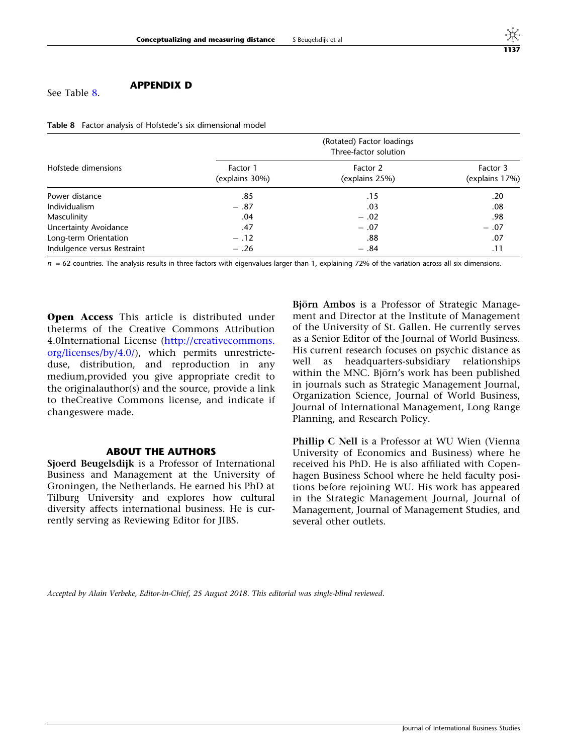## APPENDIX D

See Table 8.

Table 8 Factor analysis of Hofstede's six dimensional model

| Hofstede dimensions | (Rotated) Factor loadings Three-factor solution | | |
|---|---|---|---|
| | Factor 1 (explains 30%) | Factor 2 (explains 25%) | Factor 3 (explains 17%) |
| Power distance | .85 | .15 | .20 |
| Individualism | − .87 | .03 | .08 |
| Masculinity | .04 | − .02 | .98 |
| Uncertainty Avoidance | .47 | − .07 | − .07 |
| Long-term Orientation | − .12 | .88 | .07 |
| Indulgence versus Restraint | − .26 | − .84 | .11 |

$n$ = 62 countries. The analysis results in three factors with eigenvalues larger than 1, explaining 72% of the variation across all six dimensions.

**Open Access** This article is distributed under theterms of the Creative Commons Attribution 4.0International License (http://creativecommons.org/licenses/by/4.0/), which permits unrestricteduse, distribution, and reproduction in any medium,provided you give appropriate credit to the originalauthor(s) and the source, provide a link to theCreative Commons license, and indicate if changeswere made.

### ABOUT THE AUTHORS

**Sjoerd Beugelsdijk** is a Professor of International Business and Management at the University of Groningen, the Netherlands. He earned his PhD at Tilburg University and explores how cultural diversity affects international business. He is currently serving as Reviewing Editor for JIBS.

**Björn Ambos** is a Professor of Strategic Management and Director at the Institute of Management of the University of St. Gallen. He currently serves as a Senior Editor of the Journal of World Business. His current research focuses on psychic distance as well as headquarters-subsidiary relationships within the MNC. Björn's work has been published in journals such as Strategic Management Journal, Organization Science, Journal of World Business, Journal of International Management, Long Range Planning, and Research Policy.

**Phillip C Nell** is a Professor at WU Wien (Vienna University of Economics and Business) where he received his PhD. He is also affiliated with Copenhagen Business School where he held faculty positions before rejoining WU. His work has appeared in the Strategic Management Journal, Journal of Management, Journal of Management Studies, and several other outlets.

*Accepted by Alain Verbeke, Editor-in-Chief, 25 August 2018. This editorial was single-blind reviewed.*